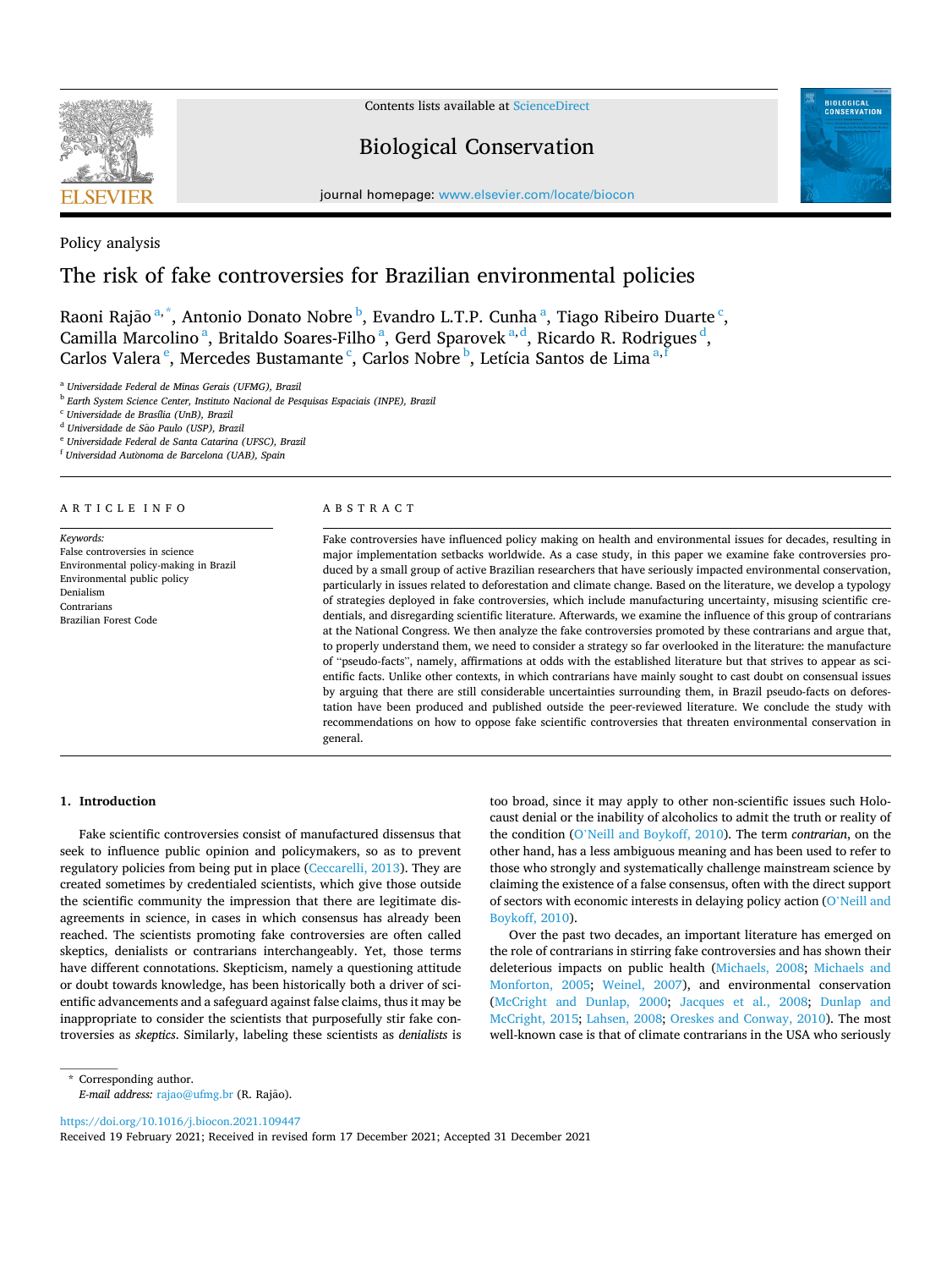Policy analysis

# The risk of fake controversies for Brazilian environmental policies

Raoni Rajão[a,*], Antonio Donato Nobre[b], Evandro L.T.P. Cunha[a], Tiago Ribeiro Duarte[c], Camilla Marcolino[a], Britaldo Soares-Filho[a], Gerd Sparovek[a,d], Ricardo R. Rodrigues[d], Carlos Valera[e], Mercedes Bustamante[c], Carlos Nobre[b], Letícia Santos de Lima[a,f]

[a] *Universidade Federal de Minas Gerais (UFMG), Brazil*
[b] *Earth System Science Center, Instituto Nacional de Pesquisas Espaciais (INPE), Brazil*
[c] *Universidade de Brasília (UnB), Brazil*
[d] *Universidade de São Paulo (USP), Brazil*
[e] *Universidade Federal de Santa Catarina (UFSC), Brazil*
[f] *Universidad Autònoma de Barcelona (UAB), Spain*

## ARTICLE INFO

*Keywords:*
False controversies in science
Environmental policy-making in Brazil
Environmental public policy
Denialism
Contrarians
Brazilian Forest Code

## ABSTRACT

Fake controversies have influenced policy making on health and environmental issues for decades, resulting in major implementation setbacks worldwide. As a case study, in this paper we examine fake controversies produced by a small group of active Brazilian researchers that have seriously impacted environmental conservation, particularly in issues related to deforestation and climate change. Based on the literature, we develop a typology of strategies deployed in fake controversies, which include manufacturing uncertainty, misusing scientific credentials, and disregarding scientific literature. Afterwards, we examine the influence of this group of contrarians at the National Congress. We then analyze the fake controversies promoted by these contrarians and argue that, to properly understand them, we need to consider a strategy so far overlooked in the literature: the manufacture of "pseudo-facts", namely, affirmations at odds with the established literature but that strives to appear as scientific facts. Unlike other contexts, in which contrarians have mainly sought to cast doubt on consensual issues by arguing that there are still considerable uncertainties surrounding them, in Brazil pseudo-facts on deforestation have been produced and published outside the peer-reviewed literature. We conclude the study with recommendations on how to oppose fake scientific controversies that threaten environmental conservation in general.

## 1. Introduction

Fake scientific controversies consist of manufactured dissensus that seek to influence public opinion and policymakers, so as to prevent regulatory policies from being put in place (Ceccarelli, 2013). They are created sometimes by credentialed scientists, which give those outside the scientific community the impression that there are legitimate disagreements in science, in cases in which consensus has already been reached. The scientists promoting fake controversies are often called skeptics, denialists or contrarians interchangeably. Yet, those terms have different connotations. Skepticism, namely a questioning attitude or doubt towards knowledge, has been historically both a driver of scientific advancements and a safeguard against false claims, thus it may be inappropriate to consider the scientists that purposefully stir fake controversies as *skeptics*. Similarly, labeling these scientists as *denialists* is too broad, since it may apply to other non-scientific issues such Holocaust denial or the inability of alcoholics to admit the truth or reality of the condition (O'Neill and Boykoff, 2010). The term *contrarian*, on the other hand, has a less ambiguous meaning and has been used to refer to those who strongly and systematically challenge mainstream science by claiming the existence of a false consensus, often with the direct support of sectors with economic interests in delaying policy action (O'Neill and Boykoff, 2010).

Over the past two decades, an important literature has emerged on the role of contrarians in stirring fake controversies and has shown their deleterious impacts on public health (Michaels, 2008; Michaels and Monforton, 2005; Weinel, 2007), and environmental conservation (McCright and Dunlap, 2000; Jacques et al., 2008; Dunlap and McCright, 2015; Lahsen, 2008; Oreskes and Conway, 2010). The most well-known case is that of climate contrarians in the USA who seriously

\* Corresponding author.
*E-mail address:* rajao@ufmg.br (R. Rajão).

https://doi.org/10.1016/j.biocon.2021.109447
Received 19 February 2021; Received in revised form 17 December 2021; Accepted 31 December 2021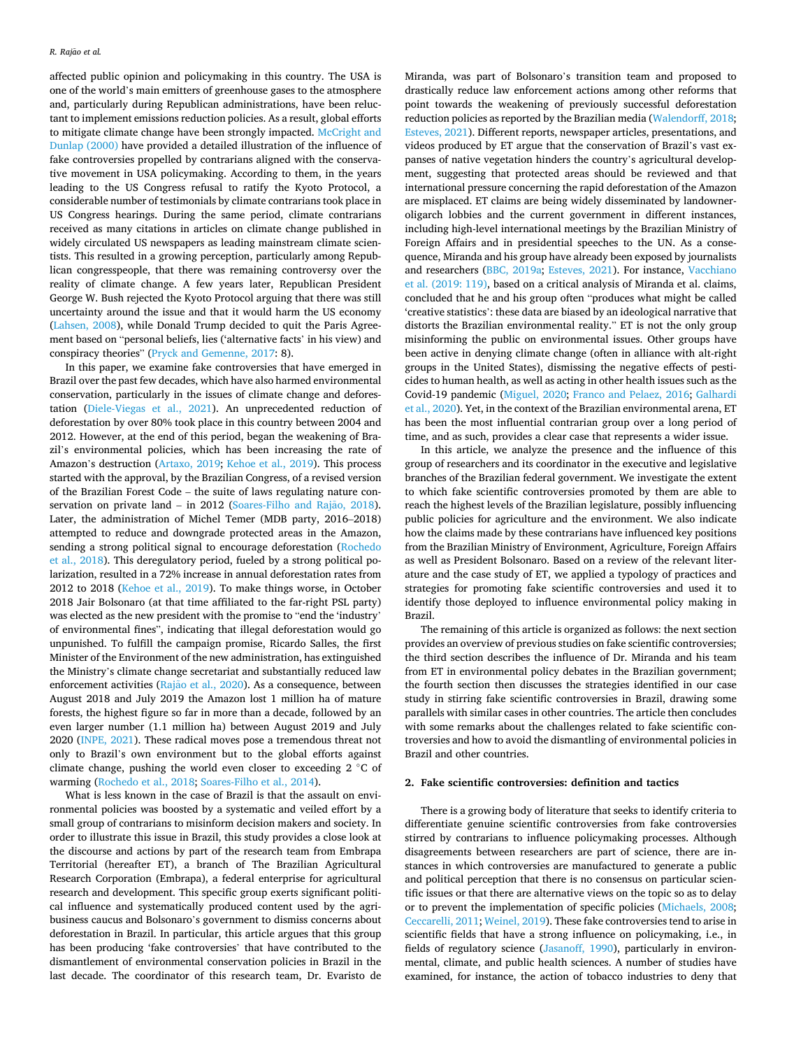affected public opinion and policymaking in this country. The USA is one of the world's main emitters of greenhouse gases to the atmosphere and, particularly during Republican administrations, have been reluctant to implement emissions reduction policies. As a result, global efforts to mitigate climate change have been strongly impacted. McCright and Dunlap (2000) have provided a detailed illustration of the influence of fake controversies propelled by contrarians aligned with the conservative movement in USA policymaking. According to them, in the years leading to the US Congress refusal to ratify the Kyoto Protocol, a considerable number of testimonials by climate contrarians took place in US Congress hearings. During the same period, climate contrarians received as many citations in articles on climate change published in widely circulated US newspapers as leading mainstream climate scientists. This resulted in a growing perception, particularly among Republican congresspeople, that there was remaining controversy over the reality of climate change. A few years later, Republican President George W. Bush rejected the Kyoto Protocol arguing that there was still uncertainty around the issue and that it would harm the US economy (Lahsen, 2008), while Donald Trump decided to quit the Paris Agreement based on "personal beliefs, lies ('alternative facts' in his view) and conspiracy theories" (Pryck and Gemenne, 2017: 8).

In this paper, we examine fake controversies that have emerged in Brazil over the past few decades, which have also harmed environmental conservation, particularly in the issues of climate change and deforestation (Diele-Viegas et al., 2021). An unprecedented reduction of deforestation by over 80% took place in this country between 2004 and 2012. However, at the end of this period, began the weakening of Brazil's environmental policies, which has been increasing the rate of Amazon's destruction (Artaxo, 2019; Kehoe et al., 2019). This process started with the approval, by the Brazilian Congress, of a revised version of the Brazilian Forest Code – the suite of laws regulating nature conservation on private land – in 2012 (Soares-Filho and Rajão, 2018). Later, the administration of Michel Temer (MDB party, 2016–2018) attempted to reduce and downgrade protected areas in the Amazon, sending a strong political signal to encourage deforestation (Rochedo et al., 2018). This deregulatory period, fueled by a strong political polarization, resulted in a 72% increase in annual deforestation rates from 2012 to 2018 (Kehoe et al., 2019). To make things worse, in October 2018 Jair Bolsonaro (at that time affiliated to the far-right PSL party) was elected as the new president with the promise to "end the 'industry' of environmental fines", indicating that illegal deforestation would go unpunished. To fulfill the campaign promise, Ricardo Salles, the first Minister of the Environment of the new administration, has extinguished the Ministry's climate change secretariat and substantially reduced law enforcement activities (Rajão et al., 2020). As a consequence, between August 2018 and July 2019 the Amazon lost 1 million ha of mature forests, the highest figure so far in more than a decade, followed by an even larger number (1.1 million ha) between August 2019 and July 2020 (INPE, 2021). These radical moves pose a tremendous threat not only to Brazil's own environment but to the global efforts against climate change, pushing the world even closer to exceeding 2 °C of warming (Rochedo et al., 2018; Soares-Filho et al., 2014).

What is less known in the case of Brazil is that the assault on environmental policies was boosted by a systematic and veiled effort by a small group of contrarians to misinform decision makers and society. In order to illustrate this issue in Brazil, this study provides a close look at the discourse and actions by part of the research team from Embrapa Territorial (hereafter ET), a branch of The Brazilian Agricultural Research Corporation (Embrapa), a federal enterprise for agricultural research and development. This specific group exerts significant political influence and systematically produced content used by the agribusiness caucus and Bolsonaro's government to dismiss concerns about deforestation in Brazil. In particular, this article argues that this group has been producing 'fake controversies' that have contributed to the dismantlement of environmental conservation policies in Brazil in the last decade. The coordinator of this research team, Dr. Evaristo de Miranda, was part of Bolsonaro's transition team and proposed to drastically reduce law enforcement actions among other reforms that point towards the weakening of previously successful deforestation reduction policies as reported by the Brazilian media (Walendorff, 2018; Esteves, 2021). Different reports, newspaper articles, presentations, and videos produced by ET argue that the conservation of Brazil's vast expanses of native vegetation hinders the country's agricultural development, suggesting that protected areas should be reviewed and that international pressure concerning the rapid deforestation of the Amazon are misplaced. ET claims are being widely disseminated by landowner-oligarch lobbies and the current government in different instances, including high-level international meetings by the Brazilian Ministry of Foreign Affairs and in presidential speeches to the UN. As a consequence, Miranda and his group have already been exposed by journalists and researchers (BBC, 2019a; Esteves, 2021). For instance, Vacchiano et al. (2019: 119), based on a critical analysis of Miranda et al. claims, concluded that he and his group often "produces what might be called 'creative statistics': these data are biased by an ideological narrative that distorts the Brazilian environmental reality." ET is not the only group misinforming the public on environmental issues. Other groups have been active in denying climate change (often in alliance with alt-right groups in the United States), dismissing the negative effects of pesticides to human health, as well as acting in other health issues such as the Covid-19 pandemic (Miguel, 2020; Franco and Pelaez, 2016; Galhardi et al., 2020). Yet, in the context of the Brazilian environmental arena, ET has been the most influential contrarian group over a long period of time, and as such, provides a clear case that represents a wider issue.

In this article, we analyze the presence and the influence of this group of researchers and its coordinator in the executive and legislative branches of the Brazilian federal government. We investigate the extent to which fake scientific controversies promoted by them are able to reach the highest levels of the Brazilian legislature, possibly influencing public policies for agriculture and the environment. We also indicate how the claims made by these contrarians have influenced key positions from the Brazilian Ministry of Environment, Agriculture, Foreign Affairs as well as President Bolsonaro. Based on a review of the relevant literature and the case study of ET, we applied a typology of practices and strategies for promoting fake scientific controversies and used it to identify those deployed to influence environmental policy making in Brazil.

The remaining of this article is organized as follows: the next section provides an overview of previous studies on fake scientific controversies; the third section describes the influence of Dr. Miranda and his team from ET in environmental policy debates in the Brazilian government; the fourth section then discusses the strategies identified in our case study in stirring fake scientific controversies in Brazil, drawing some parallels with similar cases in other countries. The article then concludes with some remarks about the challenges related to fake scientific controversies and how to avoid the dismantling of environmental policies in Brazil and other countries.

## 2. Fake scientific controversies: definition and tactics

There is a growing body of literature that seeks to identify criteria to differentiate genuine scientific controversies from fake controversies stirred by contrarians to influence policymaking processes. Although disagreements between researchers are part of science, there are instances in which controversies are manufactured to generate a public and political perception that there is no consensus on particular scientific issues or that there are alternative views on the topic so as to delay or to prevent the implementation of specific policies (Michaels, 2008; Ceccarelli, 2011; Weinel, 2019). These fake controversies tend to arise in scientific fields that have a strong influence on policymaking, i.e., in fields of regulatory science (Jasanoff, 1990), particularly in environmental, climate, and public health sciences. A number of studies have examined, for instance, the action of tobacco industries to deny that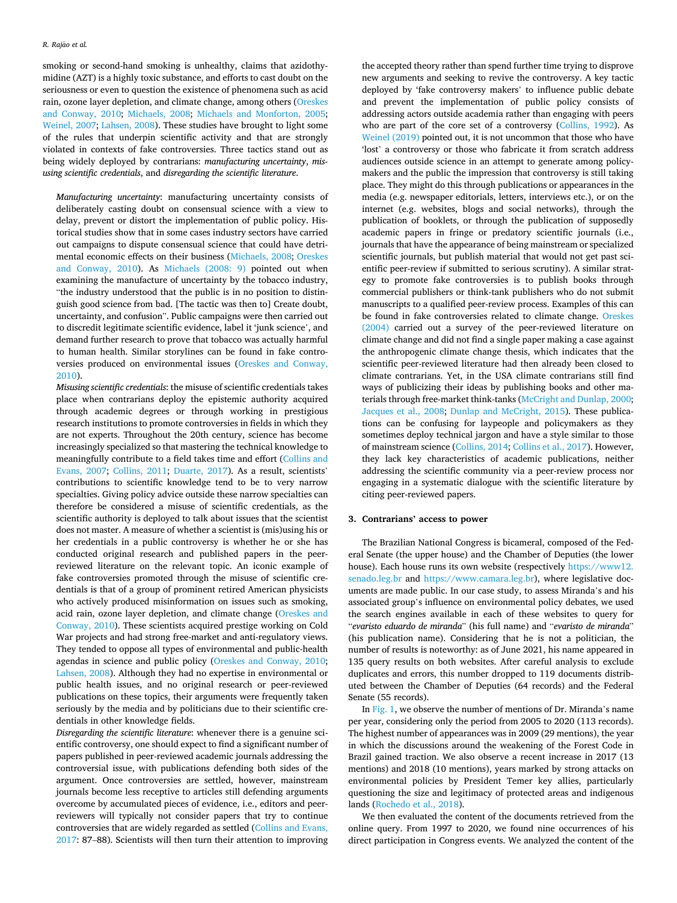smoking or second-hand smoking is unhealthy, claims that azidothymidine (AZT) is a highly toxic substance, and efforts to cast doubt on the seriousness or even to question the existence of phenomena such as acid rain, ozone layer depletion, and climate change, among others (Oreskes and Conway, 2010; Michaels, 2008; Michaels and Monforton, 2005; Weinel, 2007; Lahsen, 2008). These studies have brought to light some of the rules that underpin scientific activity and that are strongly violated in contexts of fake controversies. Three tactics stand out as being widely deployed by contrarians: *manufacturing uncertainty*, *misusing scientific credentials*, and *disregarding the scientific literature*.

*Manufacturing uncertainty*: manufacturing uncertainty consists of deliberately casting doubt on consensual science with a view to delay, prevent or distort the implementation of public policy. Historical studies show that in some cases industry sectors have carried out campaigns to dispute consensual science that could have detrimental economic effects on their business (Michaels, 2008; Oreskes and Conway, 2010). As Michaels (2008: 9) pointed out when examining the manufacture of uncertainty by the tobacco industry, "the industry understood that the public is in no position to distinguish good science from bad. [The tactic was then to] Create doubt, uncertainty, and confusion". Public campaigns were then carried out to discredit legitimate scientific evidence, label it 'junk science', and demand further research to prove that tobacco was actually harmful to human health. Similar storylines can be found in fake controversies produced on environmental issues (Oreskes and Conway, 2010).

*Misusing scientific credentials*: the misuse of scientific credentials takes place when contrarians deploy the epistemic authority acquired through academic degrees or through working in prestigious research institutions to promote controversies in fields in which they are not experts. Throughout the 20th century, science has become increasingly specialized so that mastering the technical knowledge to meaningfully contribute to a field takes time and effort (Collins and Evans, 2007; Collins, 2011; Duarte, 2017). As a result, scientists' contributions to scientific knowledge tend to be to very narrow specialties. Giving policy advice outside these narrow specialties can therefore be considered a misuse of scientific credentials, as the scientific authority is deployed to talk about issues that the scientist does not master. A measure of whether a scientist is (mis)using his or her credentials in a public controversy is whether he or she has conducted original research and published papers in the peer-reviewed literature on the relevant topic. An iconic example of fake controversies promoted through the misuse of scientific credentials is that of a group of prominent retired American physicists who actively produced misinformation on issues such as smoking, acid rain, ozone layer depletion, and climate change (Oreskes and Conway, 2010). These scientists acquired prestige working on Cold War projects and had strong free-market and anti-regulatory views. They tended to oppose all types of environmental and public-health agendas in science and public policy (Oreskes and Conway, 2010; Lahsen, 2008). Although they had no expertise in environmental or public health issues, and no original research or peer-reviewed publications on these topics, their arguments were frequently taken seriously by the media and by politicians due to their scientific credentials in other knowledge fields.

*Disregarding the scientific literature*: whenever there is a genuine scientific controversy, one should expect to find a significant number of papers published in peer-reviewed academic journals addressing the controversial issue, with publications defending both sides of the argument. Once controversies are settled, however, mainstream journals become less receptive to articles still defending arguments overcome by accumulated pieces of evidence, i.e., editors and peer-reviewers will typically not consider papers that try to continue controversies that are widely regarded as settled (Collins and Evans, 2017: 87–88). Scientists will then turn their attention to improving the accepted theory rather than spend further time trying to disprove new arguments and seeking to revive the controversy. A key tactic deployed by 'fake controversy makers' to influence public debate and prevent the implementation of public policy consists of addressing actors outside academia rather than engaging with peers who are part of the core set of a controversy (Collins, 1992). As Weinel (2019) pointed out, it is not uncommon that those who have 'lost' a controversy or those who fabricate it from scratch address audiences outside science in an attempt to generate among policymakers and the public the impression that controversy is still taking place. They might do this through publications or appearances in the media (e.g. newspaper editorials, letters, interviews etc.), or on the internet (e.g. websites, blogs and social networks), through the publication of booklets, or through the publication of supposedly academic papers in fringe or predatory scientific journals (i.e., journals that have the appearance of being mainstream or specialized scientific journals, but publish material that would not get past scientific peer-review if submitted to serious scrutiny). A similar strategy to promote fake controversies is to publish books through commercial publishers or think-tank publishers who do not submit manuscripts to a qualified peer-review process. Examples of this can be found in fake controversies related to climate change. Oreskes (2004) carried out a survey of the peer-reviewed literature on climate change and did not find a single paper making a case against the anthropogenic climate change thesis, which indicates that the scientific peer-reviewed literature had then already been closed to climate contrarians. Yet, in the USA climate contrarians still find ways of publicizing their ideas by publishing books and other materials through free-market think-tanks (McCright and Dunlap, 2000; Jacques et al., 2008; Dunlap and McCright, 2015). These publications can be confusing for laypeople and policymakers as they sometimes deploy technical jargon and have a style similar to those of mainstream science (Collins, 2014; Collins et al., 2017). However, they lack key characteristics of academic publications, neither addressing the scientific community via a peer-review process nor engaging in a systematic dialogue with the scientific literature by citing peer-reviewed papers.

## 3. Contrarians' access to power

The Brazilian National Congress is bicameral, composed of the Federal Senate (the upper house) and the Chamber of Deputies (the lower house). Each house runs its own website (respectively https://www12.senado.leg.br and https://www.camara.leg.br), where legislative documents are made public. In our case study, to assess Miranda's and his associated group's influence on environmental policy debates, we used the search engines available in each of these websites to query for "*evaristo eduardo de miranda*" (his full name) and "*evaristo de miranda*" (his publication name). Considering that he is not a politician, the number of results is noteworthy: as of June 2021, his name appeared in 135 query results on both websites. After careful analysis to exclude duplicates and errors, this number dropped to 119 documents distributed between the Chamber of Deputies (64 records) and the Federal Senate (55 records).

In Fig. 1, we observe the number of mentions of Dr. Miranda's name per year, considering only the period from 2005 to 2020 (113 records). The highest number of appearances was in 2009 (29 mentions), the year in which the discussions around the weakening of the Forest Code in Brazil gained traction. We also observe a recent increase in 2017 (13 mentions) and 2018 (10 mentions), years marked by strong attacks on environmental policies by President Temer key allies, particularly questioning the size and legitimacy of protected areas and indigenous lands (Rochedo et al., 2018).

We then evaluated the content of the documents retrieved from the online query. From 1997 to 2020, we found nine occurrences of his direct participation in Congress events. We analyzed the content of the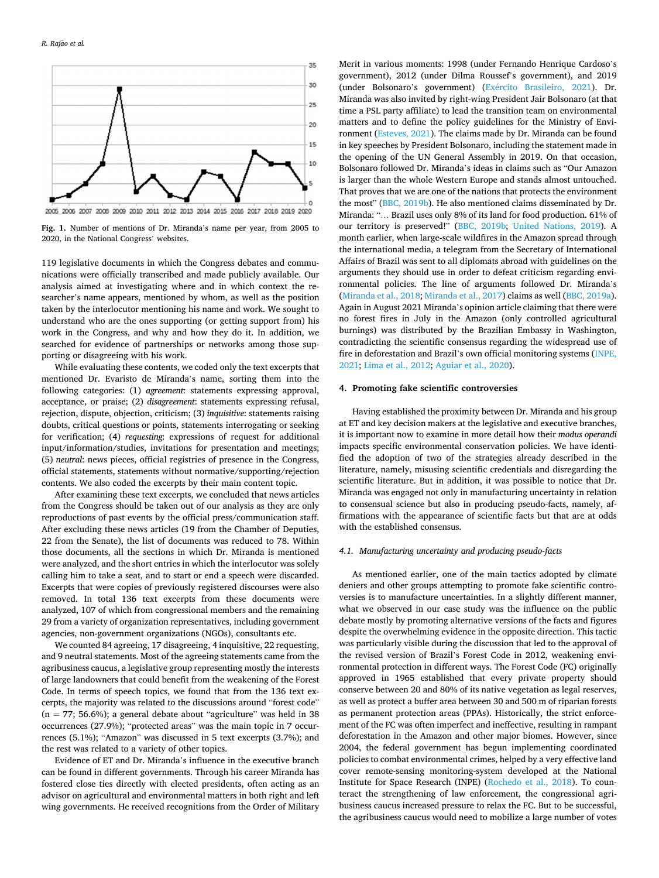Fig. 1. Number of mentions of Dr. Miranda's name per year, from 2005 to 2020, in the National Congress' websites.

119 legislative documents in which the Congress debates and communications were officially transcribed and made publicly available. Our analysis aimed at investigating where and in which context the researcher's name appears, mentioned by whom, as well as the position taken by the interlocutor mentioning his name and work. We sought to understand who are the ones supporting (or getting support from) his work in the Congress, and why and how they do it. In addition, we searched for evidence of partnerships or networks among those supporting or disagreeing with his work.

While evaluating these contents, we coded only the text excerpts that mentioned Dr. Evaristo de Miranda's name, sorting them into the following categories: (1) *agreement*: statements expressing approval, acceptance, or praise; (2) *disagreement*: statements expressing refusal, rejection, dispute, objection, criticism; (3) *inquisitive*: statements raising doubts, critical questions or points, statements interrogating or seeking for verification; (4) *requesting*: expressions of request for additional input/information/studies, invitations for presentation and meetings; (5) *neutral*: news pieces, official registries of presence in the Congress, official statements, statements without normative/supporting/rejection contents. We also coded the excerpts by their main content topic.

After examining these text excerpts, we concluded that news articles from the Congress should be taken out of our analysis as they are only reproductions of past events by the official press/communication staff. After excluding these news articles (19 from the Chamber of Deputies, 22 from the Senate), the list of documents was reduced to 78. Within those documents, all the sections in which Dr. Miranda is mentioned were analyzed, and the short entries in which the interlocutor was solely calling him to take a seat, and to start or end a speech were discarded. Excerpts that were copies of previously registered discourses were also removed. In total 136 text excerpts from these documents were analyzed, 107 of which from congressional members and the remaining 29 from a variety of organization representatives, including government agencies, non-government organizations (NGOs), consultants etc.

We counted 84 agreeing, 17 disagreeing, 4 inquisitive, 22 requesting, and 9 neutral statements. Most of the agreeing statements came from the agribusiness caucus, a legislative group representing mostly the interests of large landowners that could benefit from the weakening of the Forest Code. In terms of speech topics, we found that from the 136 text excerpts, the majority was related to the discussions around "forest code" (n = 77; 56.6%); a general debate about "agriculture" was held in 38 occurrences (27.9%); "protected areas" was the main topic in 7 occurrences (5.1%); "Amazon" was discussed in 5 text excerpts (3.7%); and the rest was related to a variety of other topics.

Evidence of ET and Dr. Miranda's influence in the executive branch can be found in different governments. Through his career Miranda has fostered close ties directly with elected presidents, often acting as an advisor on agricultural and environmental matters in both right and left wing governments. He received recognitions from the Order of Military Merit in various moments: 1998 (under Fernando Henrique Cardoso's government), 2012 (under Dilma Roussef's government), and 2019 (under Bolsonaro's government) (Exército Brasileiro, 2021). Dr. Miranda was also invited by right-wing President Jair Bolsonaro (at that time a PSL party affiliate) to lead the transition team on environmental matters and to define the policy guidelines for the Ministry of Environment (Esteves, 2021). The claims made by Dr. Miranda can be found in key speeches by President Bolsonaro, including the statement made in the opening of the UN General Assembly in 2019. On that occasion, Bolsonaro followed Dr. Miranda's ideas in claims such as "Our Amazon is larger than the whole Western Europe and stands almost untouched. That proves that we are one of the nations that protects the environment the most" (BBC, 2019b). He also mentioned claims disseminated by Dr. Miranda: "… Brazil uses only 8% of its land for food production. 61% of our territory is preserved!" (BBC, 2019b; United Nations, 2019). A month earlier, when large-scale wildfires in the Amazon spread through the international media, a telegram from the Secretary of International Affairs of Brazil was sent to all diplomats abroad with guidelines on the arguments they should use in order to defeat criticism regarding environmental policies. The line of arguments followed Dr. Miranda's (Miranda et al., 2018; Miranda et al., 2017) claims as well (BBC, 2019a). Again in August 2021 Miranda's opinion article claiming that there were no forest fires in July in the Amazon (only controlled agricultural burnings) was distributed by the Brazilian Embassy in Washington, contradicting the scientific consensus regarding the widespread use of fire in deforestation and Brazil's own official monitoring systems (INPE, 2021; Lima et al., 2012; Aguiar et al., 2020).

## 4. Promoting fake scientific controversies

Having established the proximity between Dr. Miranda and his group at ET and key decision makers at the legislative and executive branches, it is important now to examine in more detail how their *modus operandi* impacts specific environmental conservation policies. We have identified the adoption of two of the strategies already described in the literature, namely, misusing scientific credentials and disregarding the scientific literature. But in addition, it was possible to notice that Dr. Miranda was engaged not only in manufacturing uncertainty in relation to consensual science but also in producing pseudo-facts, namely, affirmations with the appearance of scientific facts but that are at odds with the established consensus.

### 4.1. Manufacturing uncertainty and producing pseudo-facts

As mentioned earlier, one of the main tactics adopted by climate deniers and other groups attempting to promote fake scientific controversies is to manufacture uncertainties. In a slightly different manner, what we observed in our case study was the influence on the public debate mostly by promoting alternative versions of the facts and figures despite the overwhelming evidence in the opposite direction. This tactic was particularly visible during the discussion that led to the approval of the revised version of Brazil's Forest Code in 2012, weakening environmental protection in different ways. The Forest Code (FC) originally approved in 1965 established that every private property should conserve between 20 and 80% of its native vegetation as legal reserves, as well as protect a buffer area between 30 and 500 m of riparian forests as permanent protection areas (PPAs). Historically, the strict enforcement of the FC was often imperfect and ineffective, resulting in rampant deforestation in the Amazon and other major biomes. However, since 2004, the federal government has begun implementing coordinated policies to combat environmental crimes, helped by a very effective land cover remote-sensing monitoring-system developed at the National Institute for Space Research (INPE) (Rochedo et al., 2018). To counteract the strengthening of law enforcement, the congressional agribusiness caucus increased pressure to relax the FC. But to be successful, the agribusiness caucus would need to mobilize a large number of votes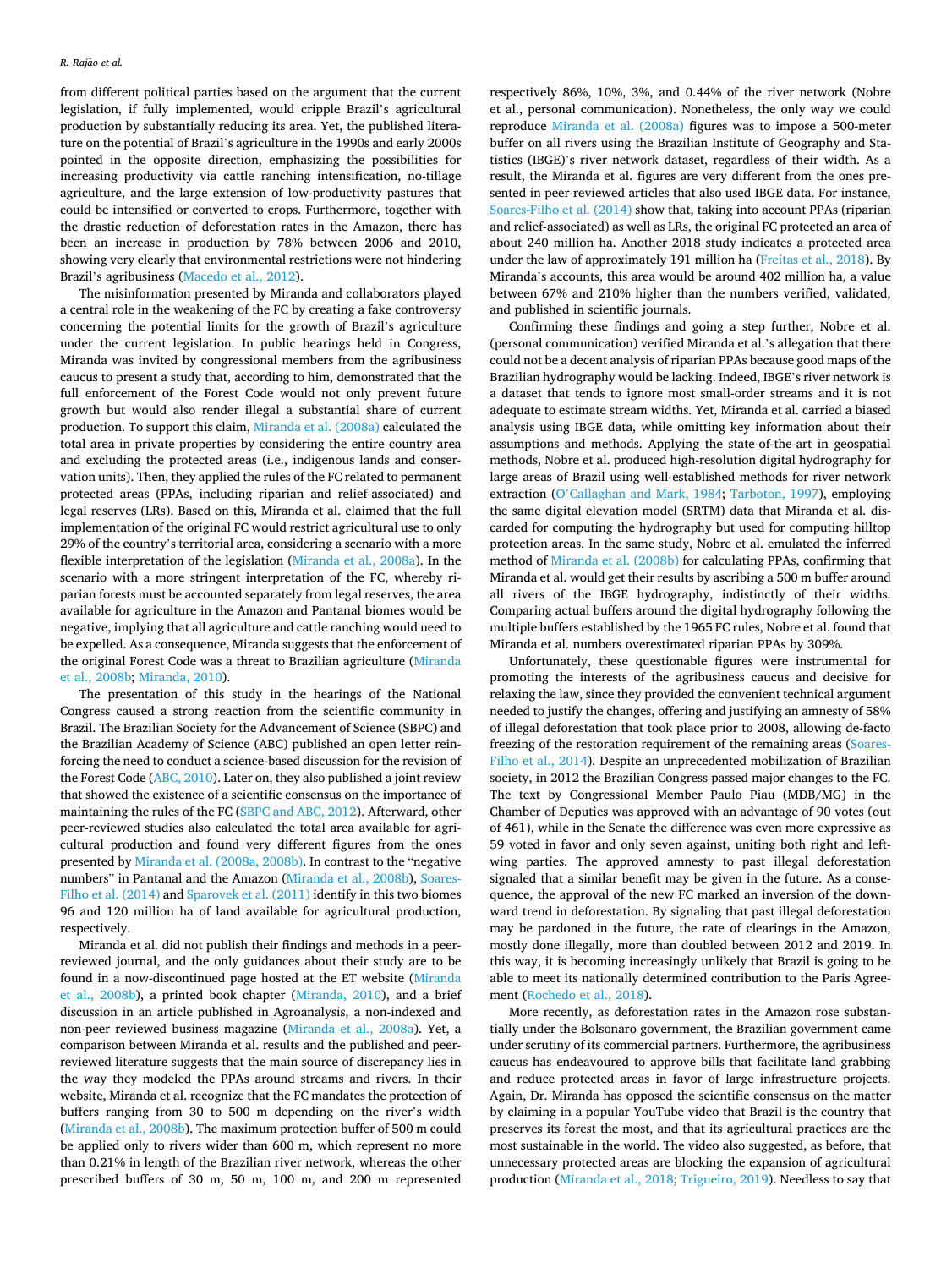from different political parties based on the argument that the current legislation, if fully implemented, would cripple Brazil's agricultural production by substantially reducing its area. Yet, the published literature on the potential of Brazil's agriculture in the 1990s and early 2000s pointed in the opposite direction, emphasizing the possibilities for increasing productivity via cattle ranching intensification, no-tillage agriculture, and the large extension of low-productivity pastures that could be intensified or converted to crops. Furthermore, together with the drastic reduction of deforestation rates in the Amazon, there has been an increase in production by 78% between 2006 and 2010, showing very clearly that environmental restrictions were not hindering Brazil's agribusiness (Macedo et al., 2012).

The misinformation presented by Miranda and collaborators played a central role in the weakening of the FC by creating a fake controversy concerning the potential limits for the growth of Brazil's agriculture under the current legislation. In public hearings held in Congress, Miranda was invited by congressional members from the agribusiness caucus to present a study that, according to him, demonstrated that the full enforcement of the Forest Code would not only prevent future growth but would also render illegal a substantial share of current production. To support this claim, Miranda et al. (2008a) calculated the total area in private properties by considering the entire country area and excluding the protected areas (i.e., indigenous lands and conservation units). Then, they applied the rules of the FC related to permanent protected areas (PPAs, including riparian and relief-associated) and legal reserves (LRs). Based on this, Miranda et al. claimed that the full implementation of the original FC would restrict agricultural use to only 29% of the country's territorial area, considering a scenario with a more flexible interpretation of the legislation (Miranda et al., 2008a). In the scenario with a more stringent interpretation of the FC, whereby riparian forests must be accounted separately from legal reserves, the area available for agriculture in the Amazon and Pantanal biomes would be negative, implying that all agriculture and cattle ranching would need to be expelled. As a consequence, Miranda suggests that the enforcement of the original Forest Code was a threat to Brazilian agriculture (Miranda et al., 2008b; Miranda, 2010).

The presentation of this study in the hearings of the National Congress caused a strong reaction from the scientific community in Brazil. The Brazilian Society for the Advancement of Science (SBPC) and the Brazilian Academy of Science (ABC) published an open letter reinforcing the need to conduct a science-based discussion for the revision of the Forest Code (ABC, 2010). Later on, they also published a joint review that showed the existence of a scientific consensus on the importance of maintaining the rules of the FC (SBPC and ABC, 2012). Afterward, other peer-reviewed studies also calculated the total area available for agricultural production and found very different figures from the ones presented by Miranda et al. (2008a, 2008b). In contrast to the "negative numbers" in Pantanal and the Amazon (Miranda et al., 2008b), Soares-Filho et al. (2014) and Sparovek et al. (2011) identify in this two biomes 96 and 120 million ha of land available for agricultural production, respectively.

Miranda et al. did not publish their findings and methods in a peer-reviewed journal, and the only guidances about their study are to be found in a now-discontinued page hosted at the ET website (Miranda et al., 2008b), a printed book chapter (Miranda, 2010), and a brief discussion in an article published in Agroanalysis, a non-indexed and non-peer reviewed business magazine (Miranda et al., 2008a). Yet, a comparison between Miranda et al. results and the published and peer-reviewed literature suggests that the main source of discrepancy lies in the way they modeled the PPAs around streams and rivers. In their website, Miranda et al. recognize that the FC mandates the protection of buffers ranging from 30 to 500 m depending on the river's width (Miranda et al., 2008b). The maximum protection buffer of 500 m could be applied only to rivers wider than 600 m, which represent no more than 0.21% in length of the Brazilian river network, whereas the other prescribed buffers of 30 m, 50 m, 100 m, and 200 m represented respectively 86%, 10%, 3%, and 0.44% of the river network (Nobre et al., personal communication). Nonetheless, the only way we could reproduce Miranda et al. (2008a) figures was to impose a 500-meter buffer on all rivers using the Brazilian Institute of Geography and Statistics (IBGE)'s river network dataset, regardless of their width. As a result, the Miranda et al. figures are very different from the ones presented in peer-reviewed articles that also used IBGE data. For instance, Soares-Filho et al. (2014) show that, taking into account PPAs (riparian and relief-associated) as well as LRs, the original FC protected an area of about 240 million ha. Another 2018 study indicates a protected area under the law of approximately 191 million ha (Freitas et al., 2018). By Miranda's accounts, this area would be around 402 million ha, a value between 67% and 210% higher than the numbers verified, validated, and published in scientific journals.

Confirming these findings and going a step further, Nobre et al. (personal communication) verified Miranda et al.'s allegation that there could not be a decent analysis of riparian PPAs because good maps of the Brazilian hydrography would be lacking. Indeed, IBGE's river network is a dataset that tends to ignore most small-order streams and it is not adequate to estimate stream widths. Yet, Miranda et al. carried a biased analysis using IBGE data, while omitting key information about their assumptions and methods. Applying the state-of-the-art in geospatial methods, Nobre et al. produced high-resolution digital hydrography for large areas of Brazil using well-established methods for river network extraction (O'Callaghan and Mark, 1984; Tarboton, 1997), employing the same digital elevation model (SRTM) data that Miranda et al. discarded for computing the hydrography but used for computing hilltop protection areas. In the same study, Nobre et al. emulated the inferred method of Miranda et al. (2008b) for calculating PPAs, confirming that Miranda et al. would get their results by ascribing a 500 m buffer around all rivers of the IBGE hydrography, indistinctly of their widths. Comparing actual buffers around the digital hydrography following the multiple buffers established by the 1965 FC rules, Nobre et al. found that Miranda et al. numbers overestimated riparian PPAs by 309%.

Unfortunately, these questionable figures were instrumental for promoting the interests of the agribusiness caucus and decisive for relaxing the law, since they provided the convenient technical argument needed to justify the changes, offering and justifying an amnesty of 58% of illegal deforestation that took place prior to 2008, allowing de-facto freezing of the restoration requirement of the remaining areas (Soares-Filho et al., 2014). Despite an unprecedented mobilization of Brazilian society, in 2012 the Brazilian Congress passed major changes to the FC. The text by Congressional Member Paulo Piau (MDB/MG) in the Chamber of Deputies was approved with an advantage of 90 votes (out of 461), while in the Senate the difference was even more expressive as 59 voted in favor and only seven against, uniting both right and left-wing parties. The approved amnesty to past illegal deforestation signaled that a similar benefit may be given in the future. As a consequence, the approval of the new FC marked an inversion of the downward trend in deforestation. By signaling that past illegal deforestation may be pardoned in the future, the rate of clearings in the Amazon, mostly done illegally, more than doubled between 2012 and 2019. In this way, it is becoming increasingly unlikely that Brazil is going to be able to meet its nationally determined contribution to the Paris Agreement (Rochedo et al., 2018).

More recently, as deforestation rates in the Amazon rose substantially under the Bolsonaro government, the Brazilian government came under scrutiny of its commercial partners. Furthermore, the agribusiness caucus has endeavoured to approve bills that facilitate land grabbing and reduce protected areas in favor of large infrastructure projects. Again, Dr. Miranda has opposed the scientific consensus on the matter by claiming in a popular YouTube video that Brazil is the country that preserves its forest the most, and that its agricultural practices are the most sustainable in the world. The video also suggested, as before, that unnecessary protected areas are blocking the expansion of agricultural production (Miranda et al., 2018; Trigueiro, 2019). Needless to say that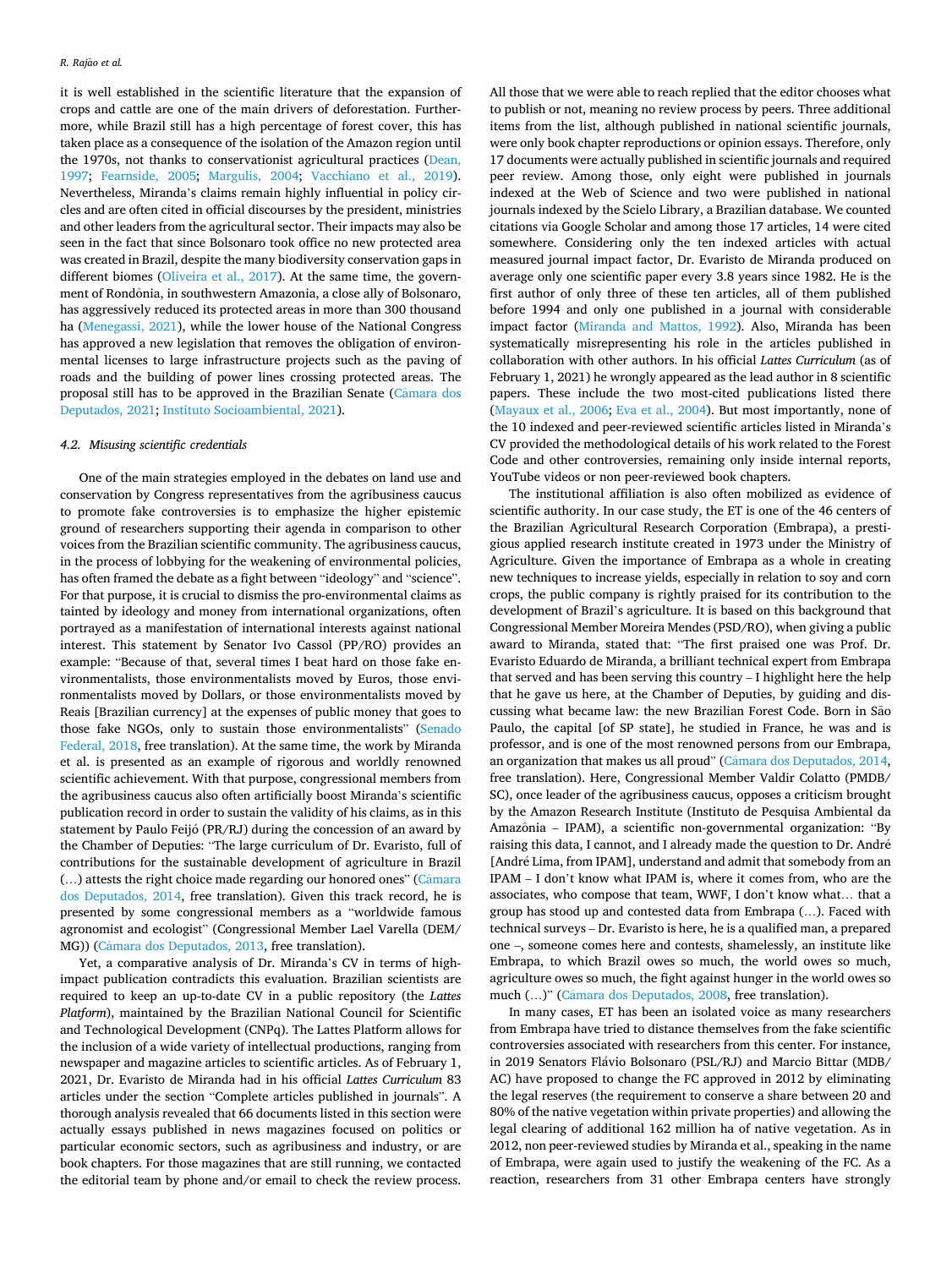it is well established in the scientific literature that the expansion of crops and cattle are one of the main drivers of deforestation. Furthermore, while Brazil still has a high percentage of forest cover, this has taken place as a consequence of the isolation of the Amazon region until the 1970s, not thanks to conservationist agricultural practices (Dean, 1997; Fearnside, 2005; Margulis, 2004; Vacchiano et al., 2019). Nevertheless, Miranda's claims remain highly influential in policy circles and are often cited in official discourses by the president, ministries and other leaders from the agricultural sector. Their impacts may also be seen in the fact that since Bolsonaro took office no new protected area was created in Brazil, despite the many biodiversity conservation gaps in different biomes (Oliveira et al., 2017). At the same time, the government of Rondônia, in southwestern Amazonia, a close ally of Bolsonaro, has aggressively reduced its protected areas in more than 300 thousand ha (Menegassi, 2021), while the lower house of the National Congress has approved a new legislation that removes the obligation of environmental licenses to large infrastructure projects such as the paving of roads and the building of power lines crossing protected areas. The proposal still has to be approved in the Brazilian Senate (Câmara dos Deputados, 2021; Instituto Socioambiental, 2021).

### 4.2. Misusing scientific credentials

One of the main strategies employed in the debates on land use and conservation by Congress representatives from the agribusiness caucus to promote fake controversies is to emphasize the higher epistemic ground of researchers supporting their agenda in comparison to other voices from the Brazilian scientific community. The agribusiness caucus, in the process of lobbying for the weakening of environmental policies, has often framed the debate as a fight between "ideology" and "science". For that purpose, it is crucial to dismiss the pro-environmental claims as tainted by ideology and money from international organizations, often portrayed as a manifestation of international interests against national interest. This statement by Senator Ivo Cassol (PP/RO) provides an example: "Because of that, several times I beat hard on those fake environmentalists, those environmentalists moved by Euros, those environmentalists moved by Dollars, or those environmentalists moved by Reais [Brazilian currency] at the expenses of public money that goes to those fake NGOs, only to sustain those environmentalists" (Senado Federal, 2018, free translation). At the same time, the work by Miranda et al. is presented as an example of rigorous and worldly renowned scientific achievement. With that purpose, congressional members from the agribusiness caucus also often artificially boost Miranda's scientific publication record in order to sustain the validity of his claims, as in this statement by Paulo Feijó (PR/RJ) during the concession of an award by the Chamber of Deputies: "The large curriculum of Dr. Evaristo, full of contributions for the sustainable development of agriculture in Brazil (…) attests the right choice made regarding our honored ones" (Câmara dos Deputados, 2014, free translation). Given this track record, he is presented by some congressional members as a "worldwide famous agronomist and ecologist" (Congressional Member Lael Varella (DEM/MG)) (Câmara dos Deputados, 2013, free translation).

Yet, a comparative analysis of Dr. Miranda's CV in terms of high-impact publication contradicts this evaluation. Brazilian scientists are required to keep an up-to-date CV in a public repository (the *Lattes Platform*), maintained by the Brazilian National Council for Scientific and Technological Development (CNPq). The Lattes Platform allows for the inclusion of a wide variety of intellectual productions, ranging from newspaper and magazine articles to scientific articles. As of February 1, 2021, Dr. Evaristo de Miranda had in his official *Lattes Curriculum* 83 articles under the section "Complete articles published in journals". A thorough analysis revealed that 66 documents listed in this section were actually essays published in news magazines focused on politics or particular economic sectors, such as agribusiness and industry, or are book chapters. For those magazines that are still running, we contacted the editorial team by phone and/or email to check the review process. All those that we were able to reach replied that the editor chooses what to publish or not, meaning no review process by peers. Three additional items from the list, although published in national scientific journals, were only book chapter reproductions or opinion essays. Therefore, only 17 documents were actually published in scientific journals and required peer review. Among those, only eight were published in journals indexed at the Web of Science and two were published in national journals indexed by the Scielo Library, a Brazilian database. We counted citations via Google Scholar and among those 17 articles, 14 were cited somewhere. Considering only the ten indexed articles with actual measured journal impact factor, Dr. Evaristo de Miranda produced on average only one scientific paper every 3.8 years since 1982. He is the first author of only three of these ten articles, all of them published before 1994 and only one published in a journal with considerable impact factor (Miranda and Mattos, 1992). Also, Miranda has been systematically misrepresenting his role in the articles published in collaboration with other authors. In his official *Lattes Curriculum* (as of February 1, 2021) he wrongly appeared as the lead author in 8 scientific papers. These include the two most-cited publications listed there (Mayaux et al., 2006; Eva et al., 2004). But most importantly, none of the 10 indexed and peer-reviewed scientific articles listed in Miranda's CV provided the methodological details of his work related to the Forest Code and other controversies, remaining only inside internal reports, YouTube videos or non peer-reviewed book chapters.

The institutional affiliation is also often mobilized as evidence of scientific authority. In our case study, the ET is one of the 46 centers of the Brazilian Agricultural Research Corporation (Embrapa), a prestigious applied research institute created in 1973 under the Ministry of Agriculture. Given the importance of Embrapa as a whole in creating new techniques to increase yields, especially in relation to soy and corn crops, the public company is rightly praised for its contribution to the development of Brazil's agriculture. It is based on this background that Congressional Member Moreira Mendes (PSD/RO), when giving a public award to Miranda, stated that: "The first praised one was Prof. Dr. Evaristo Eduardo de Miranda, a brilliant technical expert from Embrapa that served and has been serving this country – I highlight here the help that he gave us here, at the Chamber of Deputies, by guiding and discussing what became law: the new Brazilian Forest Code. Born in São Paulo, the capital [of SP state], he studied in France, he was and is professor, and is one of the most renowned persons from our Embrapa, an organization that makes us all proud" (Câmara dos Deputados, 2014, free translation). Here, Congressional Member Valdir Colatto (PMDB/SC), once leader of the agribusiness caucus, opposes a criticism brought by the Amazon Research Institute (Instituto de Pesquisa Ambiental da Amazônia – IPAM), a scientific non-governmental organization: "By raising this data, I cannot, and I already made the question to Dr. André [André Lima, from IPAM], understand and admit that somebody from an IPAM – I don't know what IPAM is, where it comes from, who are the associates, who compose that team, WWF, I don't know what… that a group has stood up and contested data from Embrapa (…). Faced with technical surveys – Dr. Evaristo is here, he is a qualified man, a prepared one –, someone comes here and contests, shamelessly, an institute like Embrapa, to which Brazil owes so much, the world owes so much, agriculture owes so much, the fight against hunger in the world owes so much (…)" (Câmara dos Deputados, 2008, free translation).

In many cases, ET has been an isolated voice as many researchers from Embrapa have tried to distance themselves from the fake scientific controversies associated with researchers from this center. For instance, in 2019 Senators Flávio Bolsonaro (PSL/RJ) and Marcio Bittar (MDB/AC) have proposed to change the FC approved in 2012 by eliminating the legal reserves (the requirement to conserve a share between 20 and 80% of the native vegetation within private properties) and allowing the legal clearing of additional 162 million ha of native vegetation. As in 2012, non peer-reviewed studies by Miranda et al., speaking in the name of Embrapa, were again used to justify the weakening of the FC. As a reaction, researchers from 31 other Embrapa centers have strongly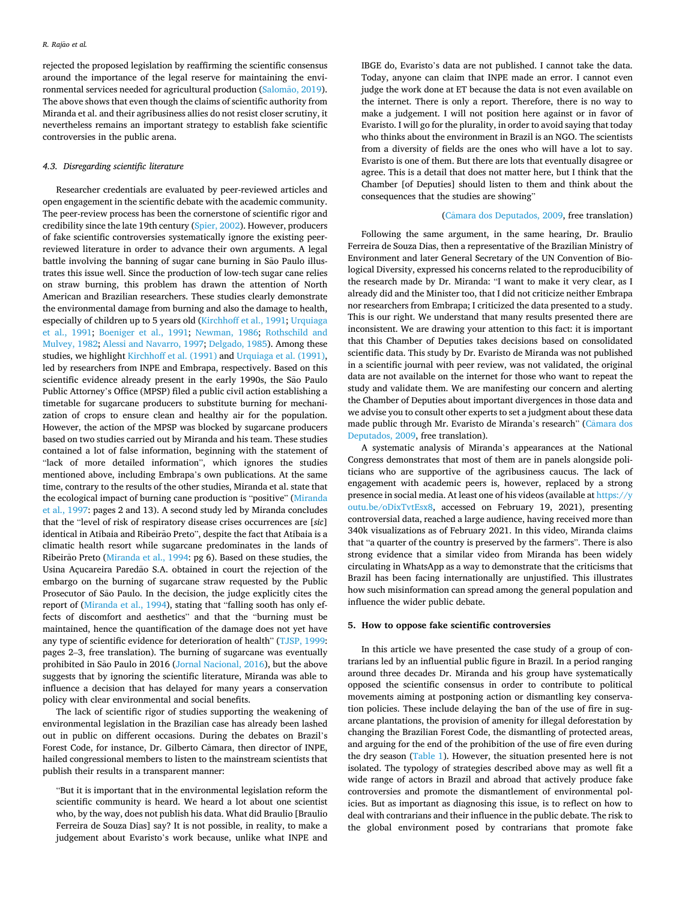rejected the proposed legislation by reaffirming the scientific consensus around the importance of the legal reserve for maintaining the environmental services needed for agricultural production (Salomão, 2019). The above shows that even though the claims of scientific authority from Miranda et al. and their agribusiness allies do not resist closer scrutiny, it nevertheless remains an important strategy to establish fake scientific controversies in the public arena.

### 4.3. Disregarding scientific literature

Researcher credentials are evaluated by peer-reviewed articles and open engagement in the scientific debate with the academic community. The peer-review process has been the cornerstone of scientific rigor and credibility since the late 19th century (Spier, 2002). However, producers of fake scientific controversies systematically ignore the existing peer-reviewed literature in order to advance their own arguments. A legal battle involving the banning of sugar cane burning in São Paulo illustrates this issue well. Since the production of low-tech sugar cane relies on straw burning, this problem has drawn the attention of North American and Brazilian researchers. These studies clearly demonstrate the environmental damage from burning and also the damage to health, especially of children up to 5 years old (Kirchhoff et al., 1991; Urquiaga et al., 1991; Boeniger et al., 1991; Newman, 1986; Rothschild and Mulvey, 1982; Alessi and Navarro, 1997; Delgado, 1985). Among these studies, we highlight Kirchhoff et al. (1991) and Urquiaga et al. (1991), led by researchers from INPE and Embrapa, respectively. Based on this scientific evidence already present in the early 1990s, the São Paulo Public Attorney's Office (MPSP) filed a public civil action establishing a timetable for sugarcane producers to substitute burning for mechanization of crops to ensure clean and healthy air for the population. However, the action of the MPSP was blocked by sugarcane producers based on two studies carried out by Miranda and his team. These studies contained a lot of false information, beginning with the statement of "lack of more detailed information", which ignores the studies mentioned above, including Embrapa's own publications. At the same time, contrary to the results of the other studies, Miranda et al. state that the ecological impact of burning cane production is "positive" (Miranda et al., 1997: pages 2 and 13). A second study led by Miranda concludes that the "level of risk of respiratory disease crises occurrences are [*sic*] identical in Atibaia and Ribeirão Preto", despite the fact that Atibaia is a climatic health resort while sugarcane predominates in the lands of Ribeirão Preto (Miranda et al., 1994: pg 6). Based on these studies, the Usina Açucareira Paredão S.A. obtained in court the rejection of the embargo on the burning of sugarcane straw requested by the Public Prosecutor of São Paulo. In the decision, the judge explicitly cites the report of (Miranda et al., 1994), stating that "falling sooth has only effects of discomfort and aesthetics" and that the "burning must be maintained, hence the quantification of the damage does not yet have any type of scientific evidence for deterioration of health" (TJSP, 1999: pages 2–3, free translation). The burning of sugarcane was eventually prohibited in São Paulo in 2016 (Jornal Nacional, 2016), but the above suggests that by ignoring the scientific literature, Miranda was able to influence a decision that has delayed for many years a conservation policy with clear environmental and social benefits.

The lack of scientific rigor of studies supporting the weakening of environmental legislation in the Brazilian case has already been lashed out in public on different occasions. During the debates on Brazil's Forest Code, for instance, Dr. Gilberto Câmara, then director of INPE, hailed congressional members to listen to the mainstream scientists that publish their results in a transparent manner:

> "But it is important that in the environmental legislation reform the scientific community is heard. We heard a lot about one scientist who, by the way, does not publish his data. What did Braulio [Braulio Ferreira de Souza Dias] say? It is not possible, in reality, to make a judgement about Evaristo's work because, unlike what INPE and IBGE do, Evaristo's data are not published. I cannot take the data. Today, anyone can claim that INPE made an error. I cannot even judge the work done at ET because the data is not even available on the internet. There is only a report. Therefore, there is no way to make a judgement. I will not position here against or in favor of Evaristo. I will go for the plurality, in order to avoid saying that today who thinks about the environment in Brazil is an NGO. The scientists from a diversity of fields are the ones who will have a lot to say. Evaristo is one of them. But there are lots that eventually disagree or agree. This is a detail that does not matter here, but I think that the Chamber [of Deputies] should listen to them and think about the consequences that the studies are showing"
>
> (Câmara dos Deputados, 2009, free translation)

Following the same argument, in the same hearing, Dr. Braulio Ferreira de Souza Dias, then a representative of the Brazilian Ministry of Environment and later General Secretary of the UN Convention of Biological Diversity, expressed his concerns related to the reproducibility of the research made by Dr. Miranda: "I want to make it very clear, as I already did and the Minister too, that I did not criticize neither Embrapa nor researchers from Embrapa; I criticized the data presented to a study. This is our right. We understand that many results presented there are inconsistent. We are drawing your attention to this fact: it is important that this Chamber of Deputies takes decisions based on consolidated scientific data. This study by Dr. Evaristo de Miranda was not published in a scientific journal with peer review, was not validated, the original data are not available on the internet for those who want to repeat the study and validate them. We are manifesting our concern and alerting the Chamber of Deputies about important divergences in those data and we advise you to consult other experts to set a judgment about these data made public through Mr. Evaristo de Miranda's research" (Câmara dos Deputados, 2009, free translation).

A systematic analysis of Miranda's appearances at the National Congress demonstrates that most of them are in panels alongside politicians who are supportive of the agribusiness caucus. The lack of engagement with academic peers is, however, replaced by a strong presence in social media. At least one of his videos (available at https://youtu.be/oDixTvtEsx8, accessed on February 19, 2021), presenting controversial data, reached a large audience, having received more than 340k visualizations as of February 2021. In this video, Miranda claims that "a quarter of the country is preserved by the farmers". There is also strong evidence that a similar video from Miranda has been widely circulating in WhatsApp as a way to demonstrate that the criticisms that Brazil has been facing internationally are unjustified. This illustrates how such misinformation can spread among the general population and influence the wider public debate.

## 5. How to oppose fake scientific controversies

In this article we have presented the case study of a group of contrarians led by an influential public figure in Brazil. In a period ranging around three decades Dr. Miranda and his group have systematically opposed the scientific consensus in order to contribute to political movements aiming at postponing action or dismantling key conservation policies. These include delaying the ban of the use of fire in sugarcane plantations, the provision of amenity for illegal deforestation by changing the Brazilian Forest Code, the dismantling of protected areas, and arguing for the end of the prohibition of the use of fire even during the dry season (Table 1). However, the situation presented here is not isolated. The typology of strategies described above may as well fit a wide range of actors in Brazil and abroad that actively produce fake controversies and promote the dismantlement of environmental policies. But as important as diagnosing this issue, is to reflect on how to deal with contrarians and their influence in the public debate. The risk to the global environment posed by contrarians that promote fake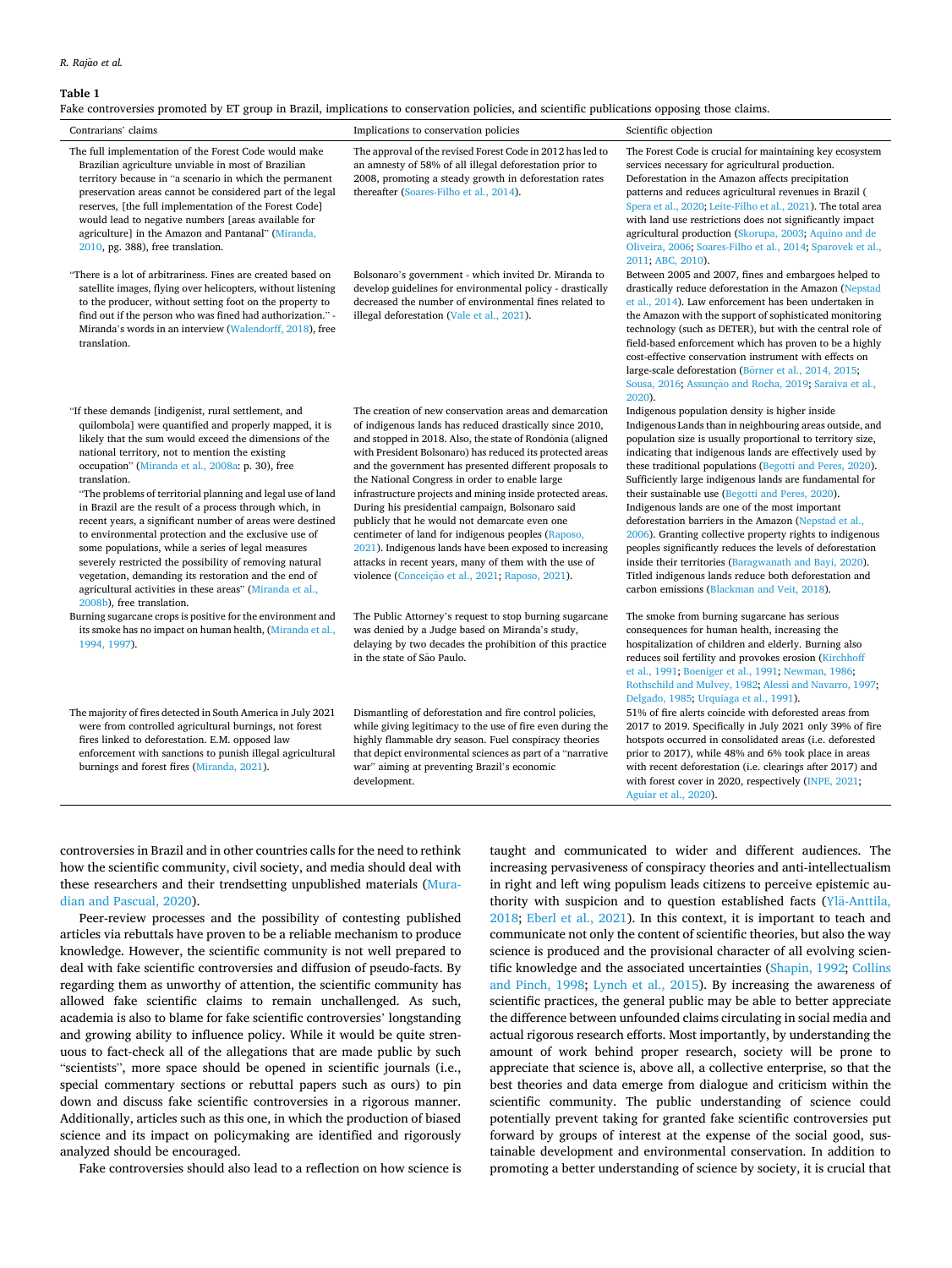**Table 1**
Fake controversies promoted by ET group in Brazil, implications to conservation policies, and scientific publications opposing those claims.

| Contrarians' claims | Implications to conservation policies | Scientific objection |
|---|---|---|
| The full implementation of the Forest Code would make Brazilian agriculture unviable in most of Brazilian territory because in "a scenario in which the permanent preservation areas cannot be considered part of the legal reserves, [the full implementation of the Forest Code] would lead to negative numbers [areas available for agriculture] in the Amazon and Pantanal" (Miranda, 2010, pg. 388), free translation. | The approval of the revised Forest Code in 2012 has led to an amnesty of 58% of all illegal deforestation prior to 2008, promoting a steady growth in deforestation rates thereafter (Soares-Filho et al., 2014). | The Forest Code is crucial for maintaining key ecosystem services necessary for agricultural production. Deforestation in the Amazon affects precipitation patterns and reduces agricultural revenues in Brazil (Spera et al., 2020; Leite-Filho et al., 2021). The total area with land use restrictions does not significantly impact agricultural production (Skorupa, 2003; Aquino and de Oliveira, 2006; Soares-Filho et al., 2014; Sparovek et al., 2011; ABC, 2010). |
| "There is a lot of arbitrariness. Fines are created based on satellite images, flying over helicopters, without listening to the producer, without setting foot on the property to find out if the person who was fined had authorization." - Miranda's words in an interview (Walendorff, 2018), free translation. | Bolsonaro's government - which invited Dr. Miranda to develop guidelines for environmental policy - drastically decreased the number of environmental fines related to illegal deforestation (Vale et al., 2021). | Between 2005 and 2007, fines and embargoes helped to drastically reduce deforestation in the Amazon (Nepstad et al., 2014). Law enforcement has been undertaken in the Amazon with the support of sophisticated monitoring technology (such as DETER), but with the central role of field-based enforcement which has proven to be a highly cost-effective conservation instrument with effects on large-scale deforestation (Börner et al., 2014, 2015; Sousa, 2016; Assunção and Rocha, 2019; Saraiva et al., 2020). |
| "If these demands [indigenist, rural settlement, and quilombola] were quantified and properly mapped, it is likely that the sum would exceed the dimensions of the national territory, not to mention the existing occupation" (Miranda et al., 2008a: p. 30), free translation. "The problems of territorial planning and legal use of land in Brazil are the result of a process through which, in recent years, a significant number of areas were destined to environmental protection and the exclusive use of some populations, while a series of legal measures severely restricted the possibility of removing natural vegetation, demanding its restoration and the end of agricultural activities in these areas" (Miranda et al., 2008b), free translation. | The creation of new conservation areas and demarcation of indigenous lands has reduced drastically since 2010, and stopped in 2018. Also, the state of Rondônia (aligned with President Bolsonaro) has reduced its protected areas and the government has presented different proposals to the National Congress in order to enable large infrastructure projects and mining inside protected areas. During his presidential campaign, Bolsonaro said publicly that he would not demarcate even one centimeter of land for indigenous peoples (Raposo, 2021). Indigenous lands have been exposed to increasing attacks in recent years, many of them with the use of violence (Conceição et al., 2021; Raposo, 2021). | Indigenous population density is higher inside Indigenous Lands than in neighbouring areas outside, and population size is usually proportional to territory size, indicating that indigenous lands are effectively used by these traditional populations (Begotti and Peres, 2020). Sufficiently large indigenous lands are fundamental for their sustainable use (Begotti and Peres, 2020). Indigenous lands are one of the most important deforestation barriers in the Amazon (Nepstad et al., 2006). Granting collective property rights to indigenous peoples significantly reduces the levels of deforestation inside their territories (Baragwanath and Bayi, 2020). Titled indigenous lands reduce both deforestation and carbon emissions (Blackman and Veit, 2018). |
| Burning sugarcane crops is positive for the environment and its smoke has no impact on human health, (Miranda et al., 1994, 1997). | The Public Attorney's request to stop burning sugarcane was denied by a Judge based on Miranda's study, delaying by two decades the prohibition of this practice in the state of São Paulo. | The smoke from burning sugarcane has serious consequences for human health, increasing the hospitalization of children and elderly. Burning also reduces soil fertility and provokes erosion (Kirchhoff et al., 1991; Boeniger et al., 1991; Newman, 1986; Rothschild and Mulvey, 1982; Alessi and Navarro, 1997; Delgado, 1985; Urquiaga et al., 1991). |
| The majority of fires detected in South America in July 2021 were from controlled agricultural burnings, not forest fires linked to deforestation. E.M. opposed law enforcement with sanctions to punish illegal agricultural burnings and forest fires (Miranda, 2021). | Dismantling of deforestation and fire control policies, while giving legitimacy to the use of fire even during the highly flammable dry season. Fuel conspiracy theories that depict environmental sciences as part of a "narrative war" aiming at preventing Brazil's economic development. | 51% of fire alerts coincide with deforested areas from 2017 to 2019. Specifically in July 2021 only 39% of fire hotspots occurred in consolidated areas (i.e. deforested prior to 2017), while 48% and 6% took place in areas with recent deforestation (i.e. clearings after 2017) and with forest cover in 2020, respectively (INPE, 2021; Aguiar et al., 2020). |

controversies in Brazil and in other countries calls for the need to rethink how the scientific community, civil society, and media should deal with these researchers and their trendsetting unpublished materials (Muradian and Pascual, 2020).

Peer-review processes and the possibility of contesting published articles via rebuttals have proven to be a reliable mechanism to produce knowledge. However, the scientific community is not well prepared to deal with fake scientific controversies and diffusion of pseudo-facts. By regarding them as unworthy of attention, the scientific community has allowed fake scientific claims to remain unchallenged. As such, academia is also to blame for fake scientific controversies' longstanding and growing ability to influence policy. While it would be quite strenuous to fact-check all of the allegations that are made public by such "scientists", more space should be opened in scientific journals (i.e., special commentary sections or rebuttal papers such as ours) to pin down and discuss fake scientific controversies in a rigorous manner. Additionally, articles such as this one, in which the production of biased science and its impact on policymaking are identified and rigorously analyzed should be encouraged.

Fake controversies should also lead to a reflection on how science is taught and communicated to wider and different audiences. The increasing pervasiveness of conspiracy theories and anti-intellectualism in right and left wing populism leads citizens to perceive epistemic authority with suspicion and to question established facts (Ylä-Anttila, 2018; Eberl et al., 2021). In this context, it is important to teach and communicate not only the content of scientific theories, but also the way science is produced and the provisional character of all evolving scientific knowledge and the associated uncertainties (Shapin, 1992; Collins and Pinch, 1998; Lynch et al., 2015). By increasing the awareness of scientific practices, the general public may be able to better appreciate the difference between unfounded claims circulating in social media and actual rigorous research efforts. Most importantly, by understanding the amount of work behind proper research, society will be prone to appreciate that science is, above all, a collective enterprise, so that the best theories and data emerge from dialogue and criticism within the scientific community. The public understanding of science could potentially prevent taking for granted fake scientific controversies put forward by groups of interest at the expense of the social good, sustainable development and environmental conservation. In addition to promoting a better understanding of science by society, it is crucial that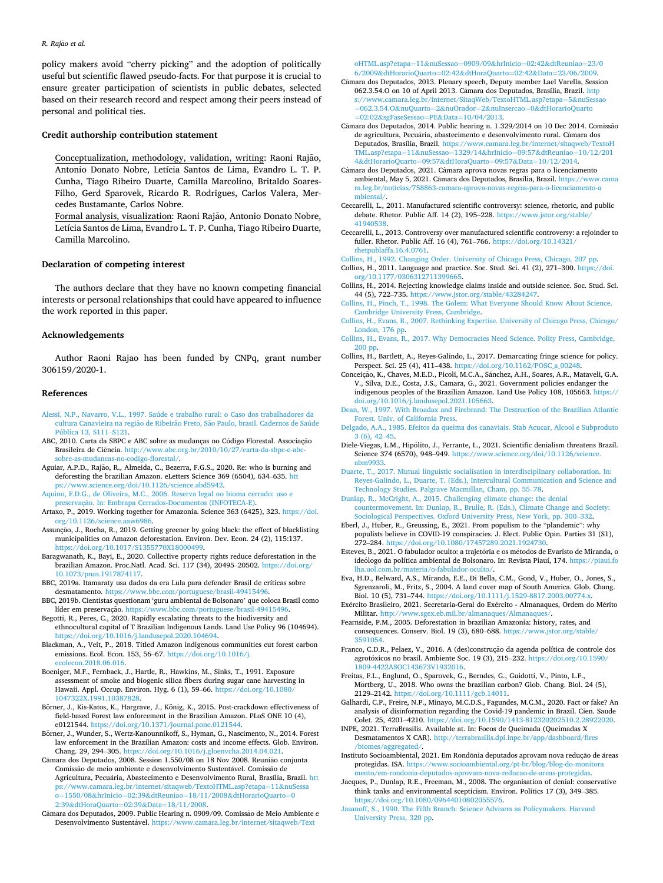policy makers avoid "cherry picking" and the adoption of politically useful but scientific flawed pseudo-facts. For that purpose it is crucial to ensure greater participation of scientists in public debates, selected based on their research record and respect among their peers instead of personal and political ties.

## Credit authorship contribution statement

Conceptualization, methodology, validation, writing: Raoni Rajão, Antonio Donato Nobre, Letícia Santos de Lima, Evandro L. T. P. Cunha, Tiago Ribeiro Duarte, Camilla Marcolino, Britaldo Soares-Filho, Gerd Sparovek, Ricardo R. Rodrigues, Carlos Valera, Mercedes Bustamante, Carlos Nobre.
Formal analysis, visualization: Raoni Rajão, Antonio Donato Nobre, Letícia Santos de Lima, Evandro L. T. P. Cunha, Tiago Ribeiro Duarte, Camilla Marcolino.

## Declaration of competing interest

The authors declare that they have no known competing financial interests or personal relationships that could have appeared to influence the work reported in this paper.

## Acknowledgements

Author Raoni Rajao has been funded by CNPq, grant number 306159/2020-1.

## References

Alessi, N.P., Navarro, V.L., 1997. Saúde e trabalho rural: o Caso dos trabalhadores da cultura Canavieira na região de Ribeirão Preto, São Paulo, brasil. Cadernos de Saúde Pública 13, S111–S121.

ABC, 2010. Carta da SBPC e ABC sobre as mudanças no Código Florestal. Associação Brasileira de Ciência. http://www.abc.org.br/2010/10/27/carta-da-sbpc-e-abc-sobre-as-mudancas-no-codigo-florestal/.

Aguiar, A.P.D., Rajão, R., Almeida, C., Bezerra, F.G.S., 2020. Re: who is burning and deforesting the brazilian Amazon. eLetters Science 369 (6504), 634–635. https://www.science.org/doi/10.1126/science.abd5942.

Aquino, F.D.G., de Oliveira, M.C., 2006. Reserva legal no bioma cerrado: uso e preservação. In: Embrapa Cerrados-Documentos (INFOTECA-E).

Artaxo, P., 2019. Working together for Amazonia. Science 363 (6425), 323. https://doi.org/10.1126/science.aaw6986.

Assunção, J., Rocha, R., 2019. Getting greener by going black: the effect of blacklisting municipalities on Amazon deforestation. Environ. Dev. Econ. 24 (2), 115:137. https://doi.org/10.1017/S1355770X18000499.

Baragwanath, K., Bayi, E., 2020. Collective property rights reduce deforestation in the brazilian Amazon. Proc.Natl. Acad. Sci. 117 (34), 20495–20502. https://doi.org/10.1073/pnas.1917874117.

BBC, 2019a. Itamaraty usa dados da era Lula para defender Brasil de críticas sobre desmatamento. https://www.bbc.com/portuguese/brasil-49415496.

BBC, 2019b. Cientistas questionam 'guru ambiental de Bolsonaro' que coloca Brasil como líder em preservação. https://www.bbc.com/portuguese/brasil-49415496.

Begotti, R., Peres, C., 2020. Rapidly escalating threats to the biodiversity and ethnocultural capital of T Brazilian Indigenous Lands. Land Use Policy 96 (104694). https://doi.org/10.1016/j.landusepol.2020.104694.

Blackman, A., Veit, P., 2018. Titled Amazon indigenous communities cut forest carbon emissions. Ecol. Econ. 153, 56–67. https://doi.org/10.1016/j.ecolecon.2018.06.016.

Boeniger, M.F., Fernback, J., Hartle, R., Hawkins, M., Sinks, T., 1991. Exposure assessment of smoke and biogenic silica fibers during sugar cane harvesting in Hawaii. Appl. Occup. Environ. Hyg. 6 (1), 59–66. https://doi.org/10.1080/1047322X.1991.10387828.

Börner, J., Kis-Katos, K., Hargrave, J., König, K., 2015. Post-crackdown effectiveness of field-based Forest law enforcement in the Brazilian Amazon. PLoS ONE 10 (4), e0121544. https://doi.org/10.1371/journal.pone.0121544.

Börner, J., Wunder, S., Wertz-Kanounnikoff, S., Hyman, G., Nascimento, N., 2014. Forest law enforcement in the Brazilian Amazon: costs and income effects. Glob. Environ. Chang. 29, 294–305. https://doi.org/10.1016/j.gloenvcha.2014.04.021.

Câmara dos Deputados, 2008. Session 1.550/08 on 18 Nov 2008. Reunião conjunta Comissão de meio ambiente e desenvolvimento Sustentável. Comissão de Agricultura, Pecuária, Abastecimento e Desenvolvimento Rural, Brasília, Brazil. https://www.camara.leg.br/internet/sitaqweb/TextoHTML.asp?etapa=11&nuSessao=1550/08&hrInicio=02:39&dtReuniao=18/11/2008&dtHorarioQuarto=02:39&dtHoraQuarto=02:39&Data=18/11/2008.

Câmara dos Deputados, 2009. Public Hearing n. 0909/09. Comissão de Meio Ambiente e Desenvolvimento Sustentável. https://www.camara.leg.br/internet/sitaqweb/TextoHTML.asp?etapa=11&nuSessao=0909/09&hrInicio=02:42&dtReuniao=23/06/2009&dtHorarioQuarto=02:42&dtHoraQuarto=02:42&Data=23/06/2009.

Câmara dos Deputados, 2013. Plenary speech, Deputy member Lael Varella, Session 062.3.54.O on 10 of April 2013. Câmara dos Deputados, Brasília, Brazil. https://www.camara.leg.br/internet/SitaqWeb/TextoHTML.asp?etapa=5&nuSessao=062.3.54.O&nuQuarto=2&nuOrador=2&nuInsercao=0&dtHorarioQuarto=02:02&sgFaseSessao=PE&Data=10/04/2013.

Câmara dos Deputados, 2014. Public hearing n. 1.329/2014 on 10 Dec 2014. Comissão de agricultura, Pecuária, abastecimento e desenvolvimento rural. Câmara dos Deputados, Brasília, Brazil. https://www.camara.leg.br/internet/sitaqweb/TextoHTML.asp?etapa=11&nuSessao=1329/14&hrInicio=09:57&dtReuniao=10/12/2014&dtHorarioQuarto=09:57&dtHoraQuarto=09:57&Data=10/12/2014.

Câmara dos Deputados, 2021. Câmara aprova novas regras para o licenciamento ambiental, May 5, 2021. Câmara dos Deputados, Brasília, Brazil. https://www.camara.leg.br/noticias/758863-camara-aprova-novas-regras-para-o-licenciamento-ambiental/.

Ceccarelli, L., 2011. Manufactured scientific controversy: science, rhetoric, and public debate. Rhetor. Public Aff. 14 (2), 195–228. https://www.jstor.org/stable/41940538.

Ceccarelli, L., 2013. Controversy over manufactured scientific controversy: a rejoinder to fuller. Rhetor. Public Aff. 16 (4), 761–766. https://doi.org/10.14321/rhetpublaffa.16.4.0761.

Collins, H., 1992. Changing Order. University of Chicago Press, Chicago, 207 pp.

Collins, H., 2011. Language and practice. Soc. Stud. Sci. 41 (2), 271–300. https://doi.org/10.1177/0306312711399665.

Collins, H., 2014. Rejecting knowledge claims inside and outside science. Soc. Stud. Sci. 44 (5), 722–735. https://www.jstor.org/stable/43284247.

Collins, H., Pinch, T., 1998. The Golem: What Everyone Should Know About Science. Cambridge University Press, Cambridge.

Collins, H., Evans, R., 2007. Rethinking Expertise. University of Chicago Press, Chicago/London, 176 pp.

Collins, H., Evans, R., 2017. Why Democracies Need Science. Polity Press, Cambridge, 200 pp.

Collins, H., Bartlett, A., Reyes-Galindo, L., 2017. Demarcating fringe science for policy. Perspect. Sci. 25 (4), 411–438. https://doi.org/10.1162/POSC_a_00248.

Conceição, K., Chaves, M.E.D., Picoli, M.C.A., Sánchez, A.H., Soares, A.R., Mataveli, G.A. V., Silva, D.E., Costa, J.S., Camara, G., 2021. Government policies endanger the indigenous peoples of the Brazilian Amazon. Land Use Policy 108, 105663. https://doi.org/10.1016/j.landusepol.2021.105663.

Dean, W., 1997. With Broadax and Firebrand: The Destruction of the Brazilian Atlantic Forest. Univ. of California Press.

Delgado, A.A., 1985. Efeitos da queima dos canaviais. Stab Acucar, Alcool e Subproduto 3 (6), 42–45.

Diele-Viegas, L.M., Hipólito, J., Ferrante, L., 2021. Scientific denialism threatens Brazil. Science 374 (6570), 948–949. https://www.science.org/doi/10.1126/science.abm9933.

Duarte, T., 2017. Mutual linguistic socialisation in interdisciplinary collaboration. In: Reyes-Galindo, L., Duarte, T. (Eds.), Intercultural Communication and Science and Technology Studies. Palgrave Macmillan, Cham, pp. 55–78.

Dunlap, R., McCright, A., 2015. Challenging climate change: the denial countermovement. In: Dunlap, R., Brulle, R. (Eds.), Climate Change and Society: Sociological Perspectives. Oxford University Press, New York, pp. 300–332.

Eberl, J., Huber, R., Greussing, E., 2021. From populism to the "plandemic": why populists believe in COVID-19 conspiracies. J. Elect. Public Opin. Parties 31 (S1), 272–284. https://doi.org/10.1080/17457289.2021.1924730.

Esteves, B., 2021. O fabulador oculto: a trajetória e os métodos de Evaristo de Miranda, o ideólogo da política ambiental de Bolsonaro. In: Revista Piauí, 174. https://piaui.folha.uol.com.br/materia/o-fabulador-oculto/.

Eva, H.D., Belward, A.S., Miranda, E.E., Di Bella, C.M., Gond, V., Huber, O., Jones, S., Sgrenzaroli, M., Fritz, S., 2004. A land cover map of South America. Glob. Chang. Biol. 10 (5), 731–744. https://doi.org/10.1111/j.1529-8817.2003.00774.x.

Exército Brasileiro, 2021. Secretaria-Geral do Exército - Almanaques, Ordem do Mérito Militar. http://www.sgex.eb.mil.br/almanaques/Almanaques/.

Fearnside, P.M., 2005. Deforestation in brazilian Amazonia: history, rates, and consequences. Conserv. Biol. 19 (3), 680–688. https://www.jstor.org/stable/3591054.

Franco, C.D.R., Pelaez, V., 2016. A (des)construção da agenda política de controle dos agrotóxicos no brasil. Ambiente Soc. 19 (3), 215–232. https://doi.org/10.1590/1809-4422ASOC143673V1932016.

Freitas, F.L., Englund, O., Sparovek, G., Berndes, G., Guidotti, V., Pinto, L.F., Mörtberg, U., 2018. Who owns the brazilian carbon? Glob. Chang. Biol. 24 (5), 2129–2142. https://doi.org/10.1111/gcb.14011.

Galhardi, C.P., Freire, N.P., Minayo, M.C.D.S., Fagundes, M.C.M., 2020. Fact or fake? An analysis of disinformation regarding the Covid-19 pandemic in Brazil. Cien. Saude Colet. 25, 4201–4210. https://doi.org/10.1590/1413-812320202510.2.28922020.

INPE, 2021. TerraBrasilis. Available at. In: Focos de Queimada (Queimadas X Desmatamentos X CAR). http://terrabrasilis.dpi.inpe.br/app/dashboard/fires/biomes/aggregated/.

Instituto Socioambiental, 2021. Em Rondônia deputados aprovam nova redução de áreas protegidas. ISA. https://www.socioambiental.org/pt-br/blog/blog-do-monitoramento/em-rondonia-deputados-aprovam-nova-reducao-de-areas-protegidas.

Jacques, P., Dunlap, R.E., Freeman, M., 2008. The organisation of denial: conservative think tanks and environmental scepticism. Environ. Politics 17 (3), 349–385. https://doi.org/10.1080/09644010802055576.

Jasanoff, S., 1990. The Fifth Branch: Science Advisers as Policymakers. Harvard University Press, 320 pp.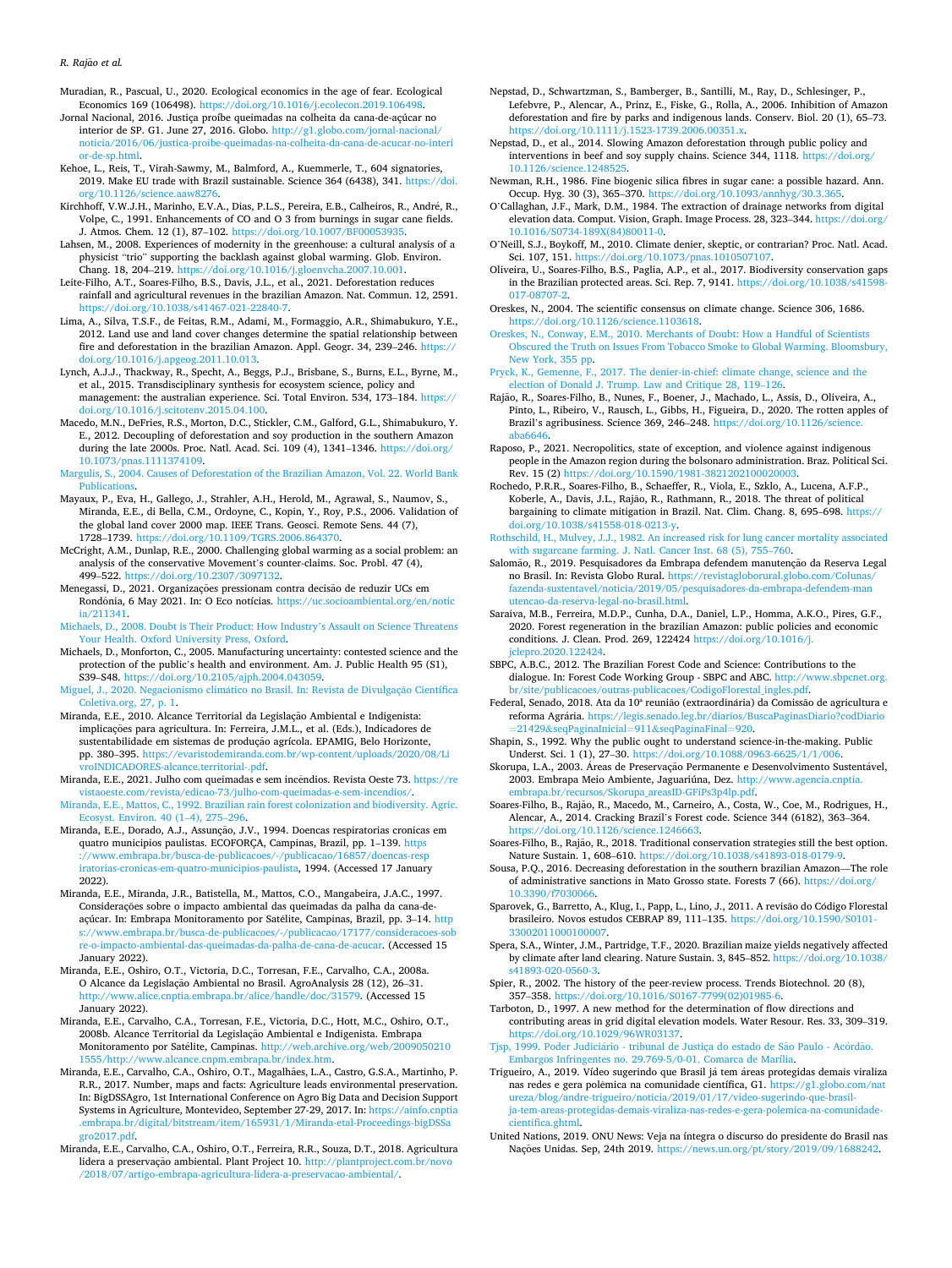Muradian, R., Pascual, U., 2020. Ecological economics in the age of fear. Ecological Economics 169 (106498). https://doi.org/10.1016/j.ecolecon.2019.106498.

Jornal Nacional, 2016. Justiça proíbe queimadas na colheita da cana-de-açúcar no interior de SP. G1. June 27, 2016. Globo. http://g1.globo.com/jornal-nacional/noticia/2016/06/justica-proibe-queimadas-na-colheita-da-cana-de-acucar-no-interior-de-sp.html.

Kehoe, L., Reis, T., Virah-Sawmy, M., Balmford, A., Kuemmerle, T., 604 signatories, 2019. Make EU trade with Brazil sustainable. Science 364 (6438), 341. https://doi.org/10.1126/science.aaw8276.

Kirchhoff, V.W.J.H., Marinho, E.V.A., Dias, P.L.S., Pereira, E.B., Calheiros, R., André, R., Volpe, C., 1991. Enhancements of CO and O 3 from burnings in sugar cane fields. J. Atmos. Chem. 12 (1), 87–102. https://doi.org/10.1007/BF00053935.

Lahsen, M., 2008. Experiences of modernity in the greenhouse: a cultural analysis of a physicist "trio" supporting the backlash against global warming. Glob. Environ. Chang. 18, 204–219. https://doi.org/10.1016/j.gloenvcha.2007.10.001.

Leite-Filho, A.T., Soares-Filho, B.S., Davis, J.L., et al., 2021. Deforestation reduces rainfall and agricultural revenues in the brazilian Amazon. Nat. Commun. 12, 2591. https://doi.org/10.1038/s41467-021-22840-7.

Lima, A., Silva, T.S.F., de Feitas, R.M., Adami, M., Formaggio, A.R., Shimabukuro, Y.E., 2012. Land use and land cover changes determine the spatial relationship between fire and deforestation in the brazilian Amazon. Appl. Geogr. 34, 239–246. https://doi.org/10.1016/j.apgeog.2011.10.013.

Lynch, A.J.J., Thackway, R., Specht, A., Beggs, P.J., Brisbane, S., Burns, E.L., Byrne, M., et al., 2015. Transdisciplinary synthesis for ecosystem science, policy and management: the australian experience. Sci. Total Environ. 534, 173–184. https://doi.org/10.1016/j.scitotenv.2015.04.100.

Macedo, M.N., DeFries, R.S., Morton, D.C., Stickler, C.M., Galford, G.L., Shimabukuro, Y. E., 2012. Decoupling of deforestation and soy production in the southern Amazon during the late 2000s. Proc. Natl. Acad. Sci. 109 (4), 1341–1346. https://doi.org/10.1073/pnas.1111374109.

Margulis, S., 2004. Causes of Deforestation of the Brazilian Amazon, Vol. 22. World Bank Publications.

Mayaux, P., Eva, H., Gallego, J., Strahler, A.H., Herold, M., Agrawal, S., Naumov, S., Miranda, E.E., di Bella, C.M., Ordoyne, C., Kopin, Y., Roy, P.S., 2006. Validation of the global land cover 2000 map. IEEE Trans. Geosci. Remote Sens. 44 (7), 1728–1739. https://doi.org/10.1109/TGRS.2006.864370.

McCright, A.M., Dunlap, R.E., 2000. Challenging global warming as a social problem: an analysis of the conservative Movement's counter-claims. Soc. Probl. 47 (4), 499–522. https://doi.org/10.2307/3097132.

Menegassi, D., 2021. Organizações pressionam contra decisão de reduzir UCs em Rondônia, 6 May 2021. In: O Eco notícias. https://uc.socioambiental.org/en/noticia/211341.

Michaels, D., 2008. Doubt is Their Product: How Industry's Assault on Science Threatens Your Health. Oxford University Press, Oxford.

Michaels, D., Monforton, C., 2005. Manufacturing uncertainty: contested science and the protection of the public's health and environment. Am. J. Public Health 95 (S1), S39–S48. https://doi.org/10.2105/ajph.2004.043059.

Miguel, J., 2020. Negacionismo climático no Brasil. In: Revista de Divulgação Científica Coletiva.org, 27, p. 1.

Miranda, E.E., 2010. Alcance Territorial da Legislação Ambiental e Indigenista: implicações para agricultura. In: Ferreira, J.M.L., et al. (Eds.), Indicadores de sustentabilidade em sistemas de produção agrícola. EPAMIG, Belo Horizonte, pp. 380–395. https://evaristodemiranda.com.br/wp-content/uploads/2020/08/LivroINDICADORES-alcance.territorial-.pdf.

Miranda, E.E., 2021. Julho com queimadas e sem incêndios. Revista Oeste 73. https://revistaoeste.com/revista/edicao-73/julho-com-queimadas-e-sem-incendios/.

Miranda, E.E., Mattos, C., 1992. Brazilian rain forest colonization and biodiversity. Agric. Ecosyst. Environ. 40 (1–4), 275–296.

Miranda, E.E., Dorado, A.J., Assunção, J.V., 1994. Doencas respiratorias cronicas em quatro municipios paulistas. ECOFORÇA, Campinas, Brazil, pp. 1–139. https://www.embrapa.br/busca-de-publicacoes/-/publicacao/16857/doencas-respiratorias-cronicas-em-quatro-municipios-paulista, 1994. (Accessed 17 January 2022).

Miranda, E.E., Miranda, J.R., Batistella, M., Mattos, C.O., Mangabeira, J.A.C., 1997. Considerações sobre o impacto ambiental das queimadas da palha da cana-de-açúcar. In: Embrapa Monitoramento por Satélite, Campinas, Brazil, pp. 3–14. https://www.embrapa.br/busca-de-publicacoes/-/publicacao/17177/consideracoes-sobre-o-impacto-ambiental-das-queimadas-da-palha-de-cana-de-acucar. (Accessed 15 January 2022).

Miranda, E.E., Oshiro, O.T., Victoria, D.C., Torresan, F.E., Carvalho, C.A., 2008a. O Alcance da Legislação Ambiental no Brasil. AgroAnalysis 28 (12), 26–31. http://www.alice.cnptia.embrapa.br/alice/handle/doc/31579. (Accessed 15 January 2022).

Miranda, E.E., Carvalho, C.A., Torresan, F.E., Victoria, D.C., Hott, M.C., Oshiro, O.T., 2008b. Alcance Territorial da Legislação Ambiental e Indigenista. Embrapa Monitoramento por Satélite, Campinas. http://web.archive.org/web/20090502101555/http://www.alcance.cnpm.embrapa.br/index.htm.

Miranda, E.E., Carvalho, C.A., Oshiro, O.T., Magalhães, L.A., Castro, G.S.A., Martinho, P. R.R., 2017. Number, maps and facts: Agriculture leads environmental preservation. In: BigDSSAgro, 1st International Conference on Agro Big Data and Decision Support Systems in Agriculture, Montevideo, September 27-29, 2017. In: https://ainfo.cnptia.embrapa.br/digital/bitstream/item/165931/1/Miranda-etal-Proceedings-bigDSSagro2017.pdf.

Miranda, E.E., Carvalho, C.A., Oshiro, O.T., Ferreira, R.R., Souza, D.T., 2018. Agricultura lidera a preservação ambiental. Plant Project 10. http://plantproject.com.br/novo/2018/07/artigo-embrapa-agricultura-lidera-a-preservacao-ambiental/.

Nepstad, D., Schwartzman, S., Bamberger, B., Santilli, M., Ray, D., Schlesinger, P., Lefebvre, P., Alencar, A., Prinz, E., Fiske, G., Rolla, A., 2006. Inhibition of Amazon deforestation and fire by parks and indigenous lands. Conserv. Biol. 20 (1), 65–73. https://doi.org/10.1111/j.1523-1739.2006.00351.x.

Nepstad, D., et al., 2014. Slowing Amazon deforestation through public policy and interventions in beef and soy supply chains. Science 344, 1118. https://doi.org/10.1126/science.1248525.

Newman, R.H., 1986. Fine biogenic silica fibres in sugar cane: a possible hazard. Ann. Occup. Hyg. 30 (3), 365–370. https://doi.org/10.1093/annhyg/30.3.365.

O'Callaghan, J.F., Mark, D.M., 1984. The extraction of drainage networks from digital elevation data. Comput. Vision, Graph. Image Process. 28, 323–344. https://doi.org/10.1016/S0734-189X(84)80011-0.

O'Neill, S.J., Boykoff, M., 2010. Climate denier, skeptic, or contrarian? Proc. Natl. Acad. Sci. 107, 151. https://doi.org/10.1073/pnas.1010507107.

Oliveira, U., Soares-Filho, B.S., Paglia, A.P., et al., 2017. Biodiversity conservation gaps in the Brazilian protected areas. Sci. Rep. 7, 9141. https://doi.org/10.1038/s41598-017-08707-2.

Oreskes, N., 2004. The scientific consensus on climate change. Science 306, 1686. https://doi.org/10.1126/science.1103618.

Oreskes, N., Conway, E.M., 2010. Merchants of Doubt: How a Handful of Scientists Obscured the Truth on Issues From Tobacco Smoke to Global Warming. Bloomsbury, New York, 355 pp.

Pryck, K., Gemenne, F., 2017. The denier-in-chief: climate change, science and the election of Donald J. Trump. Law and Critique 28, 119–126.

Rajão, R., Soares-Filho, B., Nunes, F., Boener, J., Machado, L., Assis, D., Oliveira, A., Pinto, L., Ribeiro, V., Rausch, L., Gibbs, H., Figueira, D., 2020. The rotten apples of Brazil's agribusiness. Science 369, 246–248. https://doi.org/10.1126/science.aba6646.

Raposo, P., 2021. Necropolitics, state of exception, and violence against indigenous people in the Amazon region during the bolsonaro administration. Braz. Political Sci. Rev. 15 (2) https://doi.org/10.1590/1981-3821202100020003.

Rochedo, P.R.R., Soares-Filho, B., Schaeffer, R., Viola, E., Szklo, A., Lucena, A.F.P., Koberle, A., Davis, J.L., Rajão, R., Rathmann, R., 2018. The threat of political bargaining to climate mitigation in Brazil. Nat. Clim. Chang. 8, 695–698. https://doi.org/10.1038/s41558-018-0213-y.

Rothschild, H., Mulvey, J.J., 1982. An increased risk for lung cancer mortality associated with sugarcane farming. J. Natl. Cancer Inst. 68 (5), 755–760.

Salomão, R., 2019. Pesquisadores da Embrapa defendem manutenção da Reserva Legal no Brasil. In: Revista Globo Rural. https://revistagloborural.globo.com/Colunas/fazenda-sustentavel/noticia/2019/05/pesquisadores-da-embrapa-defendem-manutencao-da-reserva-legal-no-brasil.html.

Saraiva, M.B., Ferreira, M.D.P., Cunha, D.A., Daniel, L.P., Homma, A.K.O., Pires, G.F., 2020. Forest regeneration in the brazilian Amazon: public policies and economic conditions. J. Clean. Prod. 269, 122424 https://doi.org/10.1016/j.jclepro.2020.122424.

SBPC, A.B.C., 2012. The Brazilian Forest Code and Science: Contributions to the dialogue. In: Forest Code Working Group - SBPC and ABC. http://www.sbpcnet.org.br/site/publicacoes/outras-publicacoes/CodigoFlorestal_ingles.pdf.

Federal, Senado, 2018. Ata da 10ª reunião (extraordinária) da Comissão de agricultura e reforma Agrária. https://legis.senado.leg.br/diarios/BuscaPaginasDiario?codDiario=21429&seqPaginaInicial=911&seqPaginaFinal=920.

Shapin, S., 1992. Why the public ought to understand science-in-the-making. Public Underst. Sci. 1 (1), 27–30. https://doi.org/10.1088/0963-6625/1/1/006.

Skorupa, L.A., 2003. Áreas de Preservação Permanente e Desenvolvimento Sustentável, 2003. Embrapa Meio Ambiente, Jaguariúna, Dez. http://www.agencia.cnptia.embrapa.br/recursos/Skorupa_areasID-GFiPs3p4lp.pdf.

Soares-Filho, B., Rajão, R., Macedo, M., Carneiro, A., Costa, W., Coe, M., Rodrigues, H., Alencar, A., 2014. Cracking Brazil's Forest code. Science 344 (6182), 363–364. https://doi.org/10.1126/science.1246663.

Soares-Filho, B., Rajão, R., 2018. Traditional conservation strategies still the best option. Nature Sustain. 1, 608–610. https://doi.org/10.1038/s41893-018-0179-9.

Sousa, P.Q., 2016. Decreasing deforestation in the southern brazilian Amazon—The role of administrative sanctions in Mato Grosso state. Forests 7 (66). https://doi.org/10.3390/f7030066.

Sparovek, G., Barretto, A., Klug, I., Papp, L., Lino, J., 2011. A revisão do Código Florestal brasileiro. Novos estudos CEBRAP 89, 111–135. https://doi.org/10.1590/S0101-33002011000100007.

Spera, S.A., Winter, J.M., Partridge, T.F., 2020. Brazilian maize yields negatively affected by climate after land clearing. Nature Sustain. 3, 845–852. https://doi.org/10.1038/s41893-020-0560-3.

Spier, R., 2002. The history of the peer-review process. Trends Biotechnol. 20 (8), 357–358. https://doi.org/10.1016/S0167-7799(02)01985-6.

Tarboton, D., 1997. A new method for the determination of flow directions and contributing areas in grid digital elevation models. Water Resour. Res. 33, 309–319. https://doi.org/10.1029/96WR03137.

Tjsp, 1999. Poder Judiciário - tribunal de Justiça do estado de São Paulo - Acórdão. Embargos Infringentes no. 29.769-5/0-01. Comarca de Marília.

Trigueiro, A., 2019. Vídeo sugerindo que Brasil já tem áreas protegidas demais viraliza nas redes e gera polêmica na comunidade científica, G1. https://g1.globo.com/natureza/blog/andre-trigueiro/noticia/2019/01/17/video-sugerindo-que-brasil-ja-tem-areas-protegidas-demais-viraliza-nas-redes-e-gera-polemica-na-comunidade-cientifica.ghtml.

United Nations, 2019. ONU News: Veja na íntegra o discurso do presidente do Brasil nas Nações Unidas. Sep, 24th 2019. https://news.un.org/pt/story/2019/09/1688242.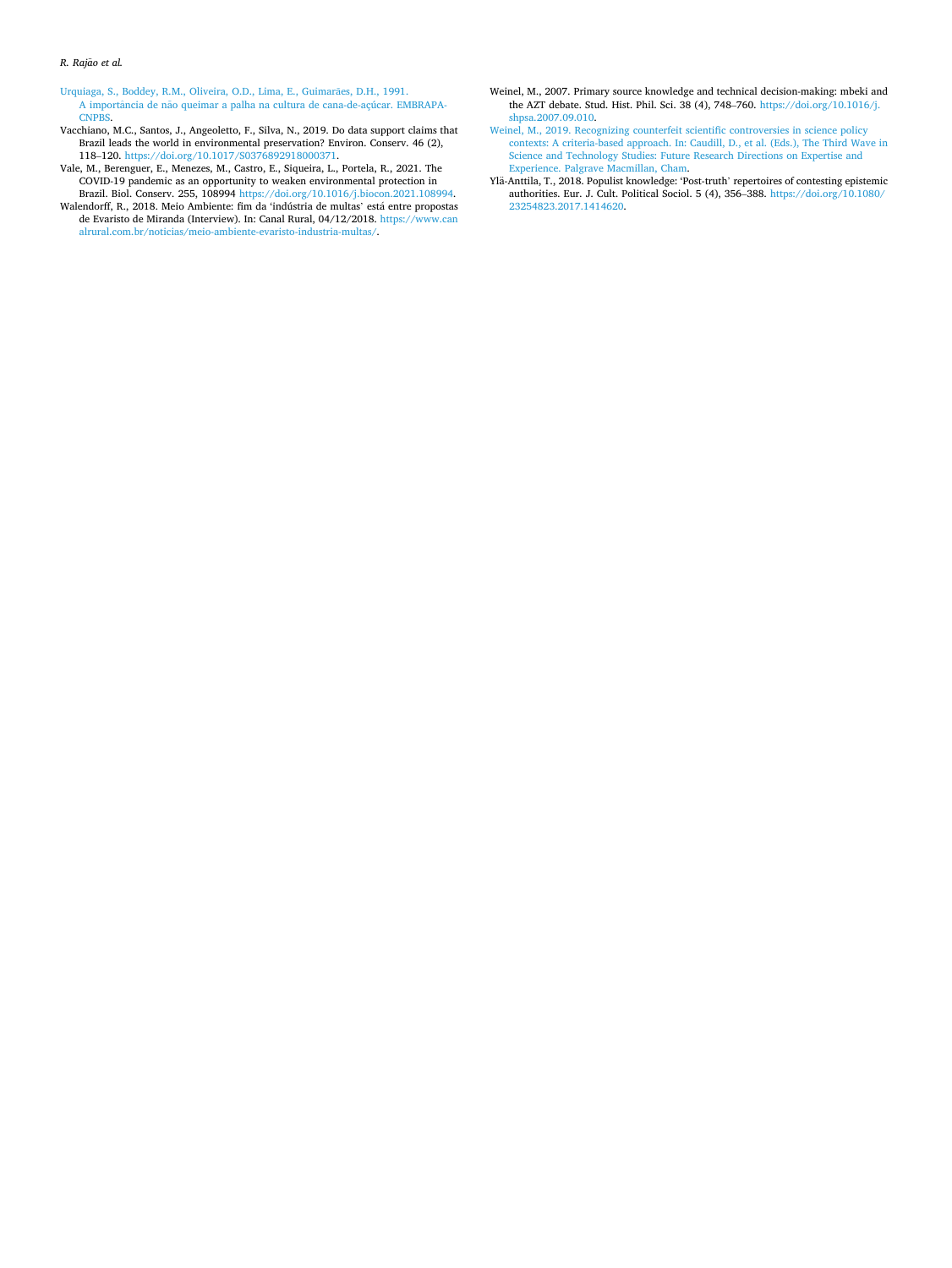Urquiaga, S., Boddey, R.M., Oliveira, O.D., Lima, E., Guimarães, D.H., 1991. A importância de não queimar a palha na cultura de cana-de-açúcar. EMBRAPA-CNPBS.

Vacchiano, M.C., Santos, J., Angeoletto, F., Silva, N., 2019. Do data support claims that Brazil leads the world in environmental preservation? Environ. Conserv. 46 (2), 118–120. https://doi.org/10.1017/S0376892918000371.

Vale, M., Berenguer, E., Menezes, M., Castro, E., Siqueira, L., Portela, R., 2021. The COVID-19 pandemic as an opportunity to weaken environmental protection in Brazil. Biol. Conserv. 255, 108994 https://doi.org/10.1016/j.biocon.2021.108994.

Walendorff, R., 2018. Meio Ambiente: fim da 'indústria de multas' está entre propostas de Evaristo de Miranda (Interview). In: Canal Rural, 04/12/2018. https://www.canalrural.com.br/noticias/meio-ambiente-evaristo-industria-multas/.

Weinel, M., 2007. Primary source knowledge and technical decision-making: mbeki and the AZT debate. Stud. Hist. Phil. Sci. 38 (4), 748–760. https://doi.org/10.1016/j.shpsa.2007.09.010.

Weinel, M., 2019. Recognizing counterfeit scientific controversies in science policy contexts: A criteria-based approach. In: Caudill, D., et al. (Eds.), The Third Wave in Science and Technology Studies: Future Research Directions on Expertise and Experience. Palgrave Macmillan, Cham.

Ylä-Anttila, T., 2018. Populist knowledge: 'Post-truth' repertoires of contesting epistemic authorities. Eur. J. Cult. Political Sociol. 5 (4), 356–388. https://doi.org/10.1080/23254823.2017.1414620.